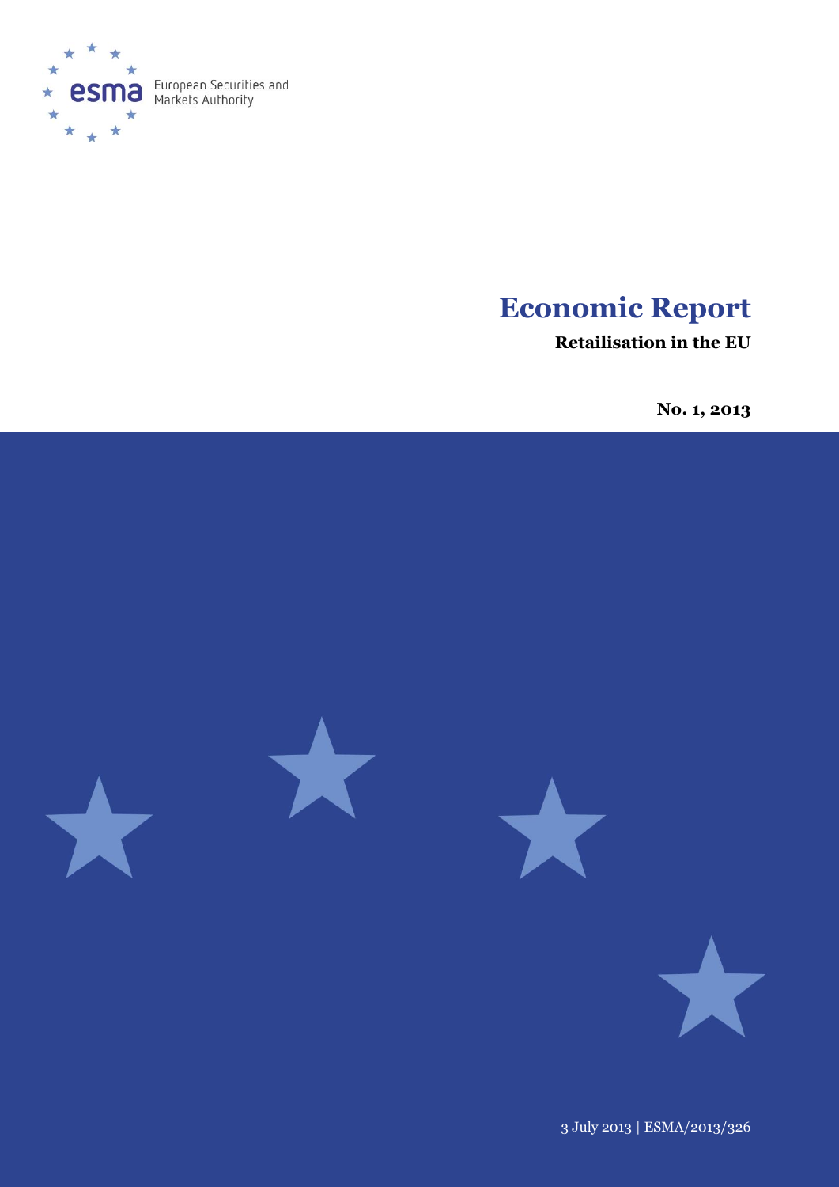European Securities and Markets Authority

# Economic Report

**Retailisation in the EU**

**No. 1, 2013**

3 July 2013 | ESMA/2013/326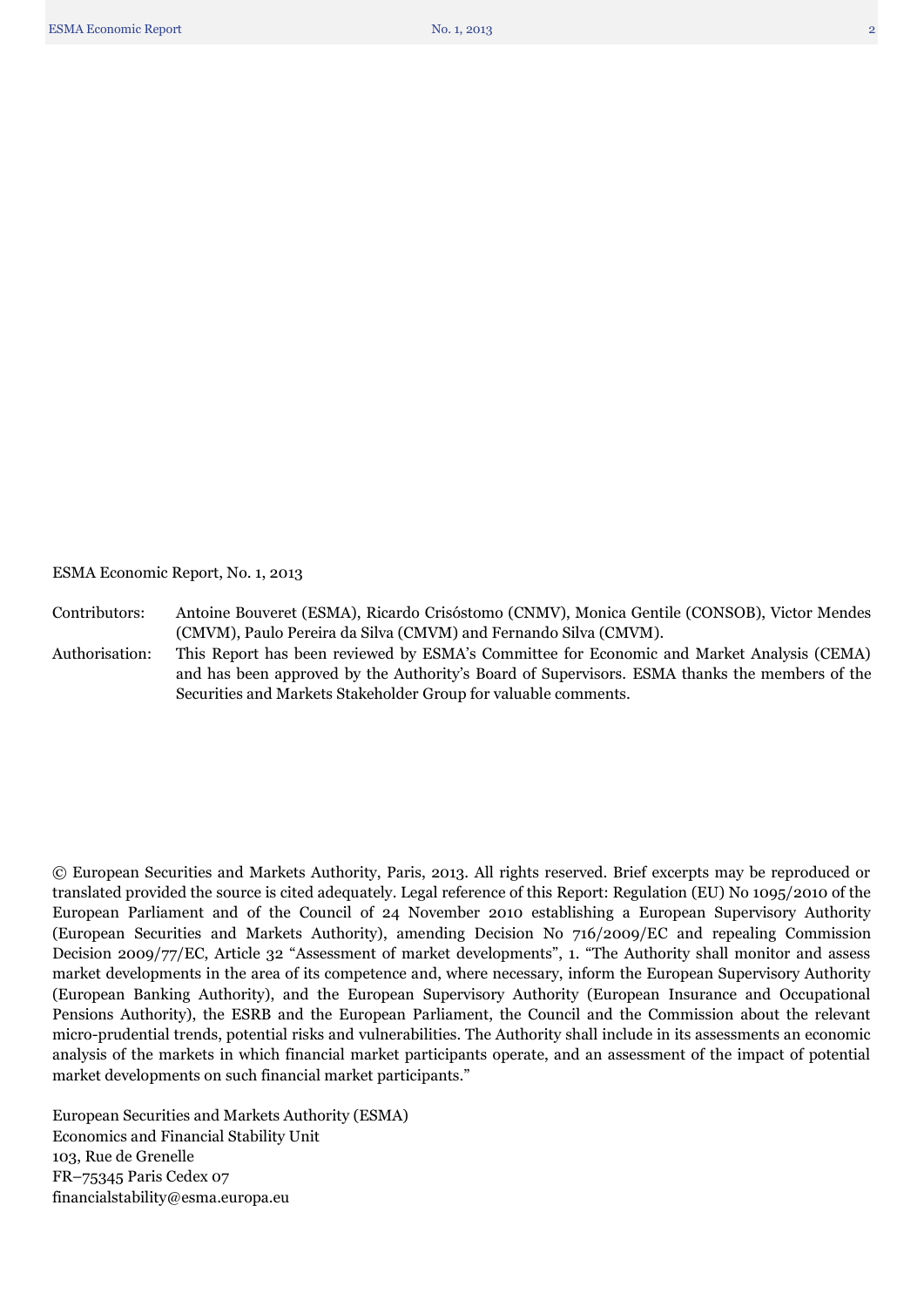ESMA Economic Report, No. 1, 2013

| | |
|---|---|
| Contributors: | Antoine Bouveret (ESMA), Ricardo Crisóstomo (CNMV), Monica Gentile (CONSOB), Victor Mendes (CMVM), Paulo Pereira da Silva (CMVM) and Fernando Silva (CMVM). |
| Authorisation: | This Report has been reviewed by ESMA's Committee for Economic and Market Analysis (CEMA) and has been approved by the Authority's Board of Supervisors. ESMA thanks the members of the Securities and Markets Stakeholder Group for valuable comments. |

© European Securities and Markets Authority, Paris, 2013. All rights reserved. Brief excerpts may be reproduced or translated provided the source is cited adequately. Legal reference of this Report: Regulation (EU) No 1095/2010 of the European Parliament and of the Council of 24 November 2010 establishing a European Supervisory Authority (European Securities and Markets Authority), amending Decision No 716/2009/EC and repealing Commission Decision 2009/77/EC, Article 32 "Assessment of market developments", 1. "The Authority shall monitor and assess market developments in the area of its competence and, where necessary, inform the European Supervisory Authority (European Banking Authority), and the European Supervisory Authority (European Insurance and Occupational Pensions Authority), the ESRB and the European Parliament, the Council and the Commission about the relevant micro-prudential trends, potential risks and vulnerabilities. The Authority shall include in its assessments an economic analysis of the markets in which financial market participants operate, and an assessment of the impact of potential market developments on such financial market participants."

European Securities and Markets Authority (ESMA)
Economics and Financial Stability Unit
103, Rue de Grenelle
FR–75345 Paris Cedex 07
financialstability@esma.europa.eu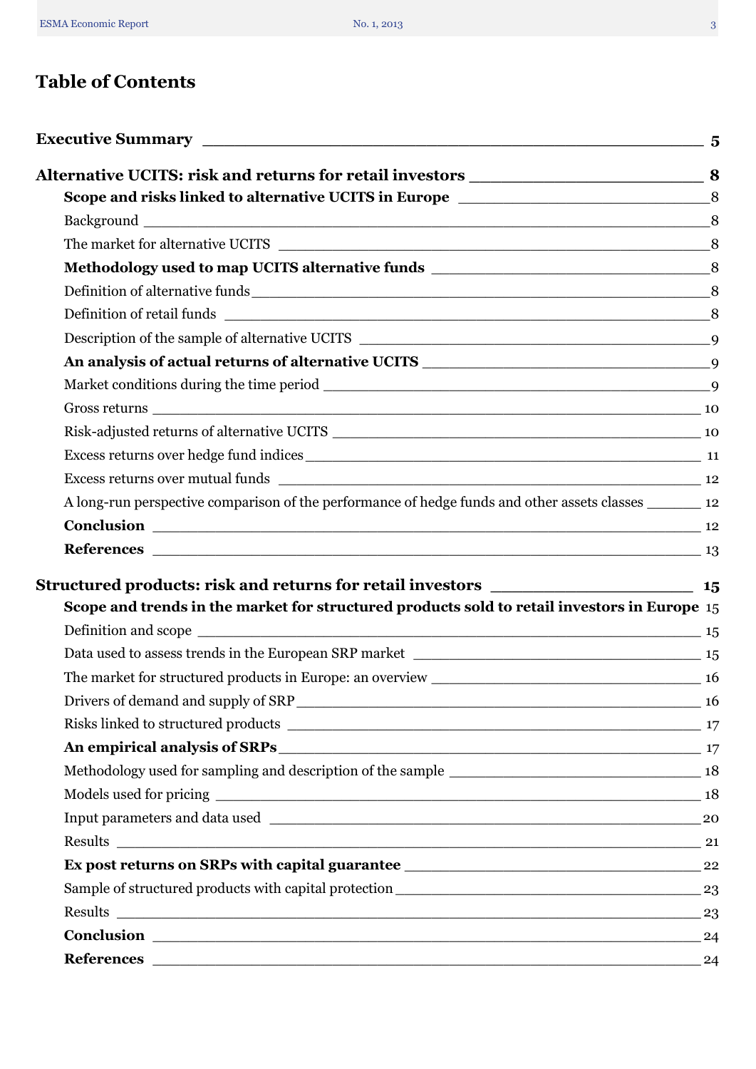# Table of Contents

**Executive Summary** — 5

**Alternative UCITS: risk and returns for retail investors** — 8

- **Scope and risks linked to alternative UCITS in Europe** — 8
  - Background — 8
  - The market for alternative UCITS — 8
- **Methodology used to map UCITS alternative funds** — 8
  - Definition of alternative funds — 8
  - Definition of retail funds — 8
  - Description of the sample of alternative UCITS — 9
- **An analysis of actual returns of alternative UCITS** — 9
  - Market conditions during the time period — 9
  - Gross returns — 10
  - Risk-adjusted returns of alternative UCITS — 10
  - Excess returns over hedge fund indices — 11
  - Excess returns over mutual funds — 12
  - A long-run perspective comparison of the performance of hedge funds and other assets classes — 12
- **Conclusion** — 12
- **References** — 13

**Structured products: risk and returns for retail investors** — 15

- **Scope and trends in the market for structured products sold to retail investors in Europe** 15
  - Definition and scope — 15
  - Data used to assess trends in the European SRP market — 15
  - The market for structured products in Europe: an overview — 16
  - Drivers of demand and supply of SRP — 16
  - Risks linked to structured products — 17
- **An empirical analysis of SRPs** — 17
  - Methodology used for sampling and description of the sample — 18
  - Models used for pricing — 18
  - Input parameters and data used — 20
  - Results — 21
- **Ex post returns on SRPs with capital guarantee** — 22
  - Sample of structured products with capital protection — 23
  - Results — 23
- **Conclusion** — 24
- **References** — 24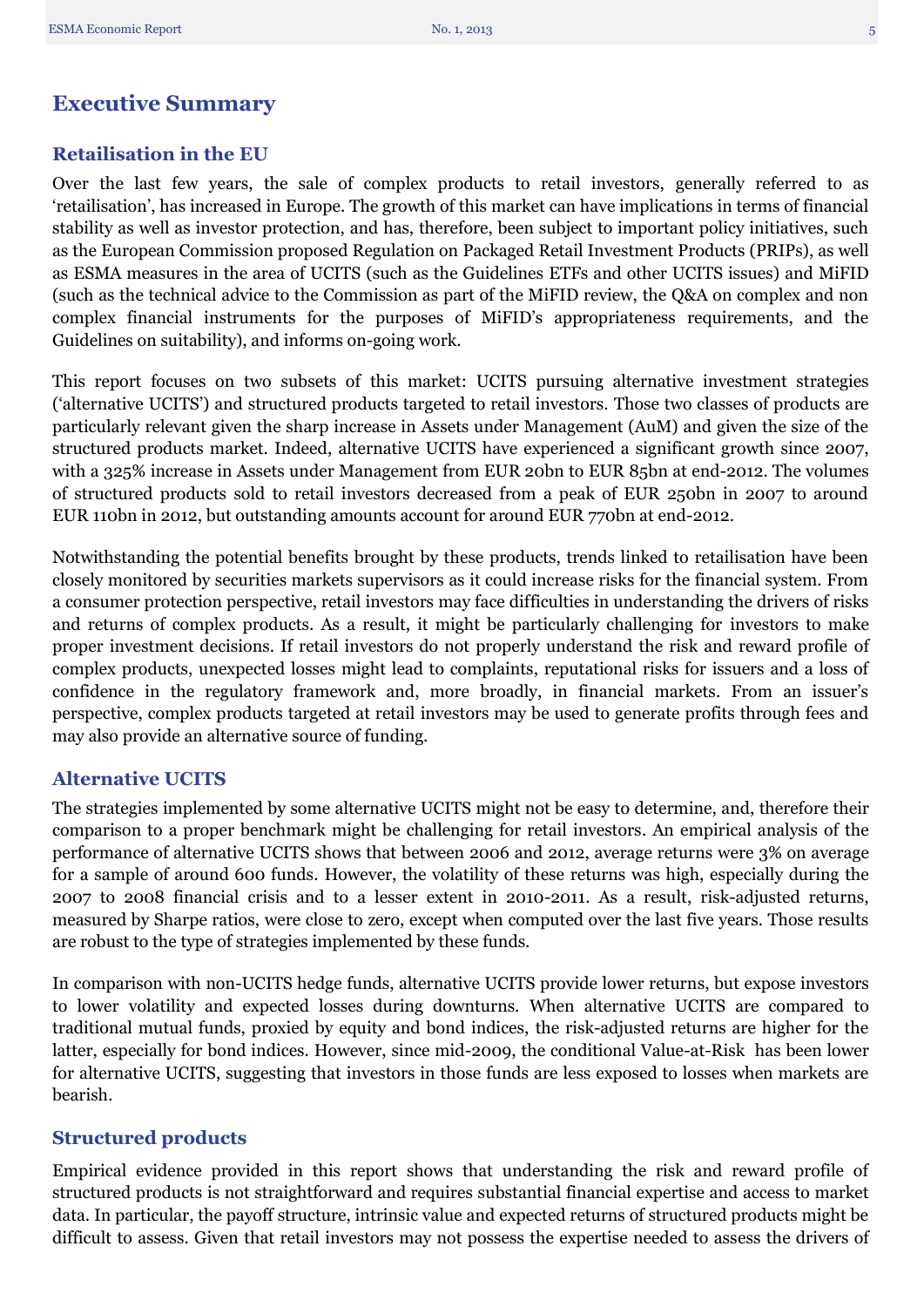# Executive Summary

## Retailisation in the EU

Over the last few years, the sale of complex products to retail investors, generally referred to as 'retailisation', has increased in Europe. The growth of this market can have implications in terms of financial stability as well as investor protection, and has, therefore, been subject to important policy initiatives, such as the European Commission proposed Regulation on Packaged Retail Investment Products (PRIPs), as well as ESMA measures in the area of UCITS (such as the Guidelines ETFs and other UCITS issues) and MiFID (such as the technical advice to the Commission as part of the MiFID review, the Q&A on complex and non complex financial instruments for the purposes of MiFID's appropriateness requirements, and the Guidelines on suitability), and informs on-going work.

This report focuses on two subsets of this market: UCITS pursuing alternative investment strategies ('alternative UCITS') and structured products targeted to retail investors. Those two classes of products are particularly relevant given the sharp increase in Assets under Management (AuM) and given the size of the structured products market. Indeed, alternative UCITS have experienced a significant growth since 2007, with a 325% increase in Assets under Management from EUR 20bn to EUR 85bn at end-2012. The volumes of structured products sold to retail investors decreased from a peak of EUR 250bn in 2007 to around EUR 110bn in 2012, but outstanding amounts account for around EUR 770bn at end-2012.

Notwithstanding the potential benefits brought by these products, trends linked to retailisation have been closely monitored by securities markets supervisors as it could increase risks for the financial system. From a consumer protection perspective, retail investors may face difficulties in understanding the drivers of risks and returns of complex products. As a result, it might be particularly challenging for investors to make proper investment decisions. If retail investors do not properly understand the risk and reward profile of complex products, unexpected losses might lead to complaints, reputational risks for issuers and a loss of confidence in the regulatory framework and, more broadly, in financial markets. From an issuer's perspective, complex products targeted at retail investors may be used to generate profits through fees and may also provide an alternative source of funding.

## Alternative UCITS

The strategies implemented by some alternative UCITS might not be easy to determine, and, therefore their comparison to a proper benchmark might be challenging for retail investors. An empirical analysis of the performance of alternative UCITS shows that between 2006 and 2012, average returns were 3% on average for a sample of around 600 funds. However, the volatility of these returns was high, especially during the 2007 to 2008 financial crisis and to a lesser extent in 2010-2011. As a result, risk-adjusted returns, measured by Sharpe ratios, were close to zero, except when computed over the last five years. Those results are robust to the type of strategies implemented by these funds.

In comparison with non-UCITS hedge funds, alternative UCITS provide lower returns, but expose investors to lower volatility and expected losses during downturns. When alternative UCITS are compared to traditional mutual funds, proxied by equity and bond indices, the risk-adjusted returns are higher for the latter, especially for bond indices. However, since mid-2009, the conditional Value-at-Risk has been lower for alternative UCITS, suggesting that investors in those funds are less exposed to losses when markets are bearish.

## Structured products

Empirical evidence provided in this report shows that understanding the risk and reward profile of structured products is not straightforward and requires substantial financial expertise and access to market data. In particular, the payoff structure, intrinsic value and expected returns of structured products might be difficult to assess. Given that retail investors may not possess the expertise needed to assess the drivers of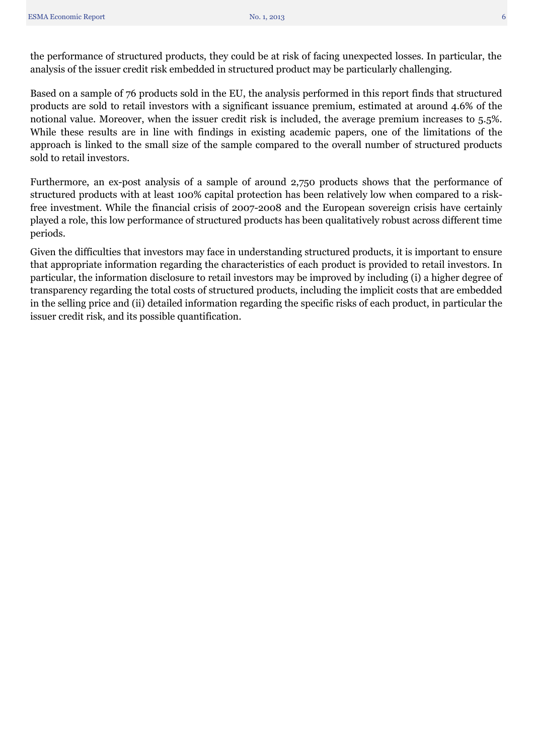the performance of structured products, they could be at risk of facing unexpected losses. In particular, the analysis of the issuer credit risk embedded in structured product may be particularly challenging.

Based on a sample of 76 products sold in the EU, the analysis performed in this report finds that structured products are sold to retail investors with a significant issuance premium, estimated at around 4.6% of the notional value. Moreover, when the issuer credit risk is included, the average premium increases to 5.5%. While these results are in line with findings in existing academic papers, one of the limitations of the approach is linked to the small size of the sample compared to the overall number of structured products sold to retail investors.

Furthermore, an ex-post analysis of a sample of around 2,750 products shows that the performance of structured products with at least 100% capital protection has been relatively low when compared to a risk-free investment. While the financial crisis of 2007-2008 and the European sovereign crisis have certainly played a role, this low performance of structured products has been qualitatively robust across different time periods.

Given the difficulties that investors may face in understanding structured products, it is important to ensure that appropriate information regarding the characteristics of each product is provided to retail investors. In particular, the information disclosure to retail investors may be improved by including (i) a higher degree of transparency regarding the total costs of structured products, including the implicit costs that are embedded in the selling price and (ii) detailed information regarding the specific risks of each product, in particular the issuer credit risk, and its possible quantification.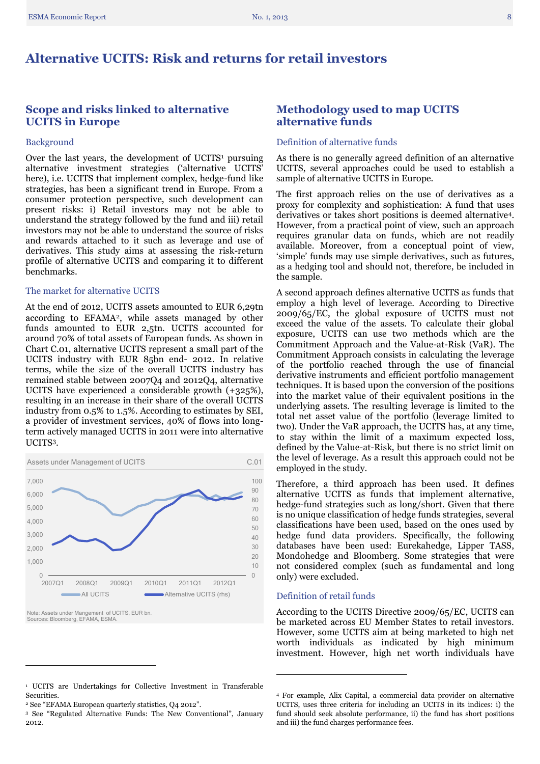# Alternative UCITS: Risk and returns for retail investors

## Scope and risks linked to alternative UCITS in Europe

### Background

Over the last years, the development of UCITS[1] pursuing alternative investment strategies ('alternative UCITS' here), i.e. UCITS that implement complex, hedge-fund like strategies, has been a significant trend in Europe. From a consumer protection perspective, such development can present risks: i) Retail investors may not be able to understand the strategy followed by the fund and iii) retail investors may not be able to understand the source of risks and rewards attached to it such as leverage and use of derivatives. This study aims at assessing the risk-return profile of alternative UCITS and comparing it to different benchmarks.

### The market for alternative UCITS

At the end of 2012, UCITS assets amounted to EUR 6,29tn according to EFAMA[2], while assets managed by other funds amounted to EUR 2,5tn. UCITS accounted for around 70% of total assets of European funds. As shown in Chart C.01, alternative UCITS represent a small part of the UCITS industry with EUR 85bn end- 2012. In relative terms, while the size of the overall UCITS industry has remained stable between 2007Q4 and 2012Q4, alternative UCITS have experienced a considerable growth (+325%), resulting in an increase in their share of the overall UCITS industry from 0.5% to 1.5%. According to estimates by SEI, a provider of investment services, 40% of flows into long-term actively managed UCITS in 2011 were into alternative UCITS[3].

Assets under Management of UCITS — C.01

Legend: All UCITS; Alternative UCITS (rhs)

Note: Assets under Management of UCITS, EUR bn.
Sources: Bloomberg, EFAMA, ESMA.

## Methodology used to map UCITS alternative funds

### Definition of alternative funds

As there is no generally agreed definition of an alternative UCITS, several approaches could be used to establish a sample of alternative UCITS in Europe.

The first approach relies on the use of derivatives as a proxy for complexity and sophistication: A fund that uses derivatives or takes short positions is deemed alternative[4]. However, from a practical point of view, such an approach requires granular data on funds, which are not readily available. Moreover, from a conceptual point of view, 'simple' funds may use simple derivatives, such as futures, as a hedging tool and should not, therefore, be included in the sample.

A second approach defines alternative UCITS as funds that employ a high level of leverage. According to Directive 2009/65/EC, the global exposure of UCITS must not exceed the value of the assets. To calculate their global exposure, UCITS can use two methods which are the Commitment Approach and the Value-at-Risk (VaR). The Commitment Approach consists in calculating the leverage of the portfolio reached through the use of financial derivative instruments and efficient portfolio management techniques. It is based upon the conversion of the positions into the market value of their equivalent positions in the underlying assets. The resulting leverage is limited to the total net asset value of the portfolio (leverage limited to two). Under the VaR approach, the UCITS has, at any time, to stay within the limit of a maximum expected loss, defined by the Value-at-Risk, but there is no strict limit on the level of leverage. As a result this approach could not be employed in the study.

Therefore, a third approach has been used. It defines alternative UCITS as funds that implement alternative, hedge-fund strategies such as long/short. Given that there is no unique classification of hedge funds strategies, several classifications have been used, based on the ones used by hedge fund data providers. Specifically, the following databases have been used: Eurekahedge, Lipper TASS, Mondohedge and Bloomberg. Some strategies that were not considered complex (such as fundamental and long only) were excluded.

### Definition of retail funds

According to the UCITS Directive 2009/65/EC, UCITS can be marketed across EU Member States to retail investors. However, some UCITS aim at being marketed to high net worth individuals as indicated by high minimum investment. However, high net worth individuals have

---

[1] UCITS are Undertakings for Collective Investment in Transferable Securities.

[2] See "EFAMA European quarterly statistics, Q4 2012".

[3] See "Regulated Alternative Funds: The New Conventional", January 2012.

[4] For example, Alix Capital, a commercial data provider on alternative UCITS, uses three criteria for including an UCITS in its indices: i) the fund should seek absolute performance, ii) the fund has short positions and iii) the fund charges performance fees.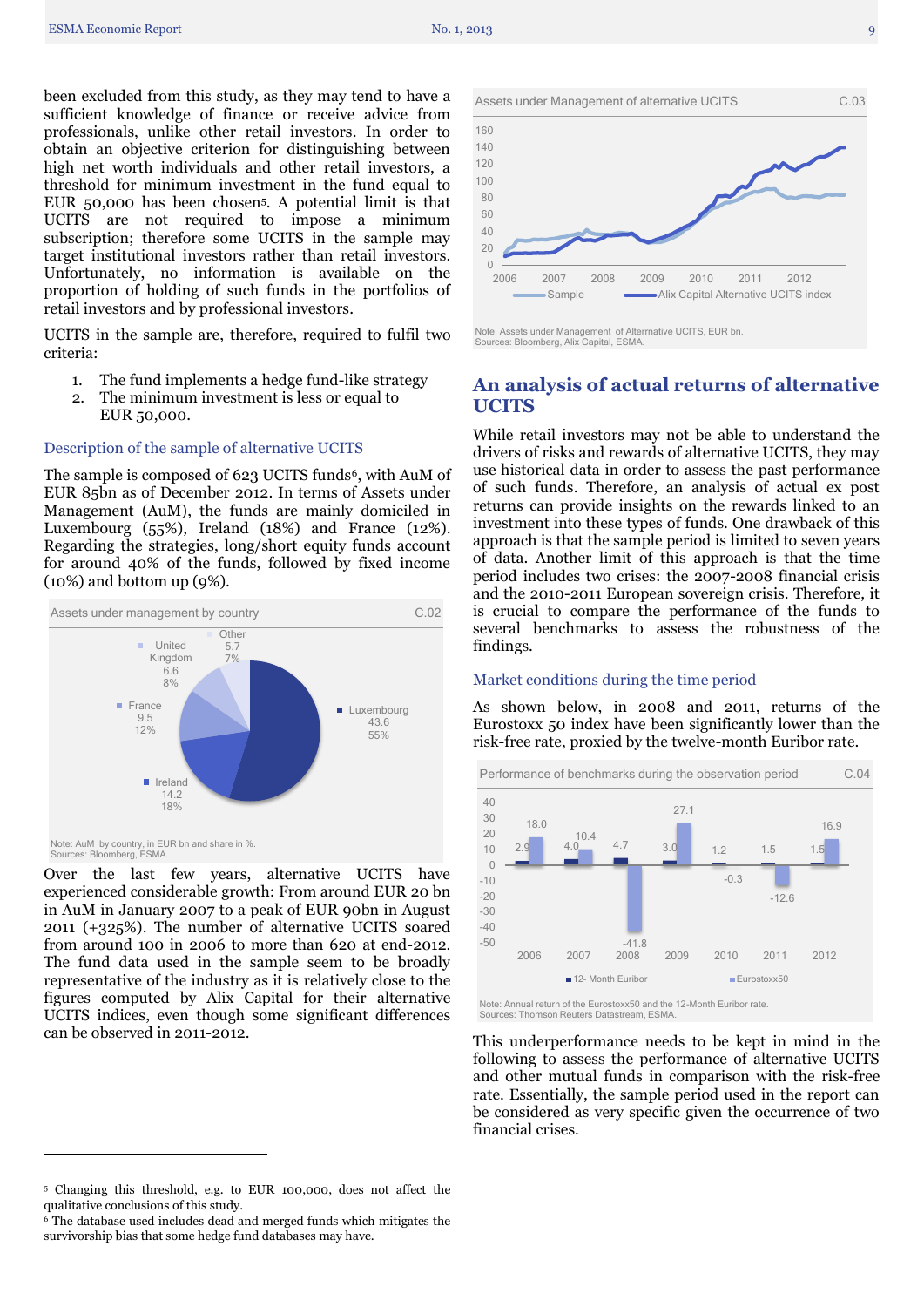been excluded from this study, as they may tend to have a sufficient knowledge of finance or receive advice from professionals, unlike other retail investors. In order to obtain an objective criterion for distinguishing between high net worth individuals and other retail investors, a threshold for minimum investment in the fund equal to EUR 50,000 has been chosen[5]. A potential limit is that UCITS are not required to impose a minimum subscription; therefore some UCITS in the sample may target institutional investors rather than retail investors. Unfortunately, no information is available on the proportion of holding of such funds in the portfolios of retail investors and by professional investors.

UCITS in the sample are, therefore, required to fulfil two criteria:

1. The fund implements a hedge fund-like strategy
2. The minimum investment is less or equal to EUR 50,000.

### Description of the sample of alternative UCITS

The sample is composed of 623 UCITS funds[6], with AuM of EUR 85bn as of December 2012. In terms of Assets under Management (AuM), the funds are mainly domiciled in Luxembourg (55%), Ireland (18%) and France (12%). Regarding the strategies, long/short equity funds account for around 40% of the funds, followed by fixed income (10%) and bottom up (9%).

**Assets under management by country** (C.02)

| Country | AuM (EUR bn) | Share |
|---|---|---|
| Luxembourg | 43.6 | 55% |
| Ireland | 14.2 | 18% |
| France | 9.5 | 12% |
| United Kingdom | 6.6 | 8% |
| Other | 5.7 | 7% |

Note: AuM by country, in EUR bn and share in %.
Sources: Bloomberg, ESMA.

Over the last few years, alternative UCITS have experienced considerable growth: From around EUR 20 bn in AuM in January 2007 to a peak of EUR 90bn in August 2011 (+325%). The number of alternative UCITS soared from around 100 in 2006 to more than 620 at end-2012. The fund data used in the sample seem to be broadly representative of the industry as it is relatively close to the figures computed by Alix Capital for their alternative UCITS indices, even though some significant differences can be observed in 2011-2012.

**Assets under Management of alternative UCITS** (C.03)

Series: Sample; Alix Capital Alternative UCITS index (2006–2012)

Note: Assets under Management of Alterrnative UCITS, EUR bn.
Sources: Bloomberg, Alix Capital, ESMA.

## An analysis of actual returns of alternative UCITS

While retail investors may not be able to understand the drivers of risks and rewards of alternative UCITS, they may use historical data in order to assess the past performance of such funds. Therefore, an analysis of actual ex post returns can provide insights on the rewards linked to an investment into these types of funds. One drawback of this approach is that the sample period is limited to seven years of data. Another limit of this approach is that the time period includes two crises: the 2007-2008 financial crisis and the 2010-2011 European sovereign crisis. Therefore, it is crucial to compare the performance of the funds to several benchmarks to assess the robustness of the findings.

### Market conditions during the time period

As shown below, in 2008 and 2011, returns of the Eurostoxx 50 index have been significantly lower than the risk-free rate, proxied by the twelve-month Euribor rate.

**Performance of benchmarks during the observation period** (C.04)

| Year | 12- Month Euribor | Eurostoxx50 |
|---|---|---|
| 2006 | 2.9 | 18.0 |
| 2007 | 4.0 | 10.4 |
| 2008 | 4.7 | -41.8 |
| 2009 | 3.0 | 27.1 |
| 2010 | 1.2 | -0.3 |
| 2011 | 1.5 | -12.6 |
| 2012 | 1.5 | 16.9 |

Note: Annual return of the Eurostoxx50 and the 12-Month Euribor rate.
Sources: Thomson Reuters Datastream, ESMA.

This underperformance needs to be kept in mind in the following to assess the performance of alternative UCITS and other mutual funds in comparison with the risk-free rate. Essentially, the sample period used in the report can be considered as very specific given the occurrence of two financial crises.

---

[5] Changing this threshold, e.g. to EUR 100,000, does not affect the qualitative conclusions of this study.

[6] The database used includes dead and merged funds which mitigates the survivorship bias that some hedge fund databases may have.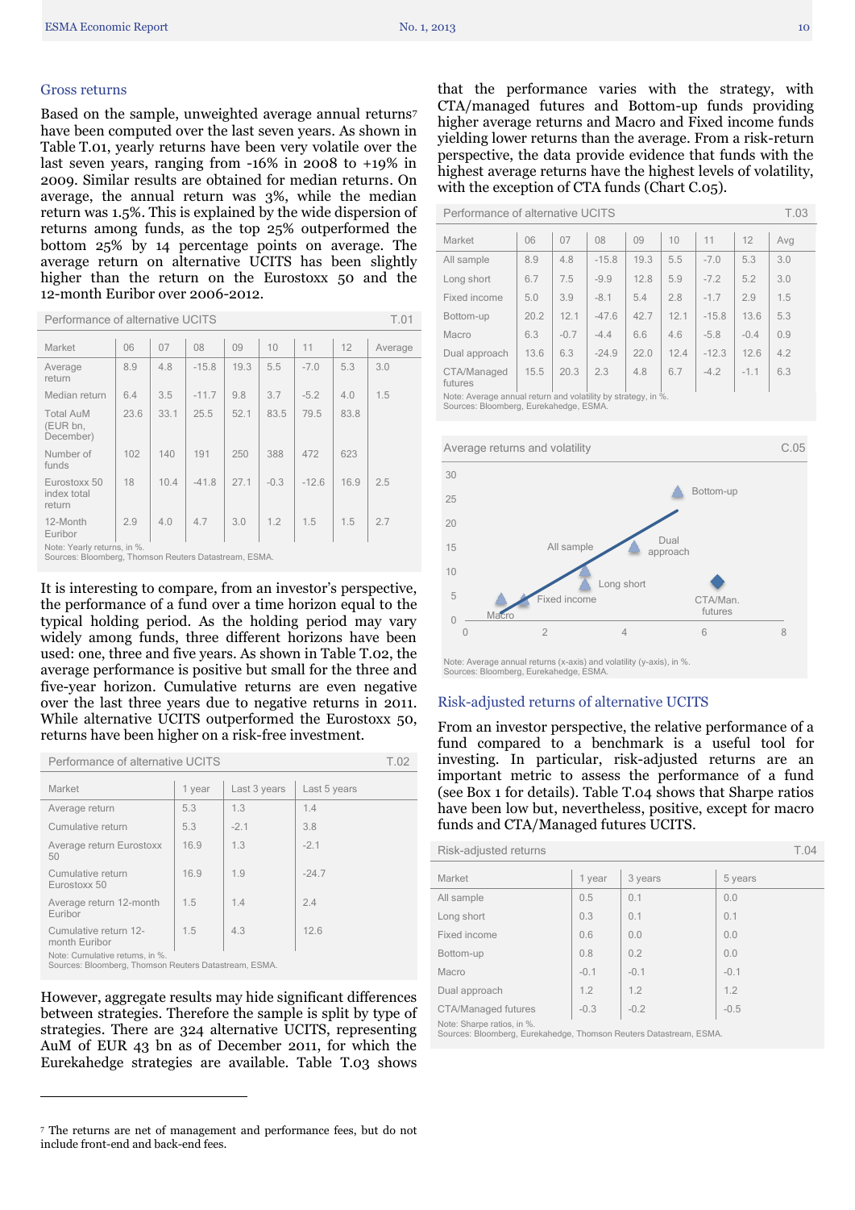## Gross returns

Based on the sample, unweighted average annual returns[7] have been computed over the last seven years. As shown in Table T.01, yearly returns have been very volatile over the last seven years, ranging from -16% in 2008 to +19% in 2009. Similar results are obtained for median returns. On average, the annual return was 3%, while the median return was 1.5%. This is explained by the wide dispersion of returns among funds, as the top 25% outperformed the bottom 25% by 14 percentage points on average. The average return on alternative UCITS has been slightly higher than the return on the Eurostoxx 50 and the 12-month Euribor over 2006-2012.

**Performance of alternative UCITS** — T.01

| Market | 06 | 07 | 08 | 09 | 10 | 11 | 12 | Average |
|---|---|---|---|---|---|---|---|---|
| Average return | 8.9 | 4.8 | -15.8 | 19.3 | 5.5 | -7.0 | 5.3 | 3.0 |
| Median return | 6.4 | 3.5 | -11.7 | 9.8 | 3.7 | -5.2 | 4.0 | 1.5 |
| Total AuM (EUR bn, December) | 23.6 | 33.1 | 25.5 | 52.1 | 83.5 | 79.5 | 83.8 | |
| Number of funds | 102 | 140 | 191 | 250 | 388 | 472 | 623 | |
| Eurostoxx 50 index total return | 18 | 10.4 | -41.8 | 27.1 | -0.3 | -12.6 | 16.9 | 2.5 |
| 12-Month Euribor | 2.9 | 4.0 | 4.7 | 3.0 | 1.2 | 1.5 | 1.5 | 2.7 |

Note: Yearly returns, in %.
Sources: Bloomberg, Thomson Reuters Datastream, ESMA.

It is interesting to compare, from an investor's perspective, the performance of a fund over a time horizon equal to the typical holding period. As the holding period may vary widely among funds, three different horizons have been used: one, three and five years. As shown in Table T.02, the average performance is positive but small for the three and five-year horizon. Cumulative returns are even negative over the last three years due to negative returns in 2011. While alternative UCITS outperformed the Eurostoxx 50, returns have been higher on a risk-free investment.

**Performance of alternative UCITS** — T.02

| Market | 1 year | Last 3 years | Last 5 years |
|---|---|---|---|
| Average return | 5.3 | 1.3 | 1.4 |
| Cumulative return | 5.3 | -2.1 | 3.8 |
| Average return Eurostoxx 50 | 16.9 | 1.3 | -2.1 |
| Cumulative return Eurostoxx 50 | 16.9 | 1.9 | -24.7 |
| Average return 12-month Euribor | 1.5 | 1.4 | 2.4 |
| Cumulative return 12-month Euribor | 1.5 | 4.3 | 12.6 |

Note: Cumulative returns, in %.
Sources: Bloomberg, Thomson Reuters Datastream, ESMA.

However, aggregate results may hide significant differences between strategies. Therefore the sample is split by type of strategies. There are 324 alternative UCITS, representing AuM of EUR 43 bn as of December 2011, for which the Eurekahedge strategies are available. Table T.03 shows that the performance varies with the strategy, with CTA/managed futures and Bottom-up funds providing higher average returns and Macro and Fixed income funds yielding lower returns than the average. From a risk-return perspective, the data provide evidence that funds with the highest average returns have the highest levels of volatility, with the exception of CTA funds (Chart C.05).

**Performance of alternative UCITS** — T.03

| Market | 06 | 07 | 08 | 09 | 10 | 11 | 12 | Avg |
|---|---|---|---|---|---|---|---|---|
| All sample | 8.9 | 4.8 | -15.8 | 19.3 | 5.5 | -7.0 | 5.3 | 3.0 |
| Long short | 6.7 | 7.5 | -9.9 | 12.8 | 5.9 | -7.2 | 5.2 | 3.0 |
| Fixed income | 5.0 | 3.9 | -8.1 | 5.4 | 2.8 | -1.7 | 2.9 | 1.5 |
| Bottom-up | 20.2 | 12.1 | -47.6 | 42.7 | 12.1 | -15.8 | 13.6 | 5.3 |
| Macro | 6.3 | -0.7 | -4.4 | 6.6 | 4.6 | -5.8 | -0.4 | 0.9 |
| Dual approach | 13.6 | 6.3 | -24.9 | 22.0 | 12.4 | -12.3 | 12.6 | 4.2 |
| CTA/Managed futures | 15.5 | 20.3 | 2.3 | 4.8 | 6.7 | -4.2 | -1.1 | 6.3 |

Note: Average annual return and volatility by strategy, in %.
Sources: Bloomberg, Eurekahedge, ESMA.

**Average returns and volatility** — C.05

Note: Average annual returns (x-axis) and volatility (y-axis), in %.
Sources: Bloomberg, Eurekahedge, ESMA.

## Risk-adjusted returns of alternative UCITS

From an investor perspective, the relative performance of a fund compared to a benchmark is a useful tool for investing. In particular, risk-adjusted returns are an important metric to assess the performance of a fund (see Box 1 for details). Table T.04 shows that Sharpe ratios have been low but, nevertheless, positive, except for macro funds and CTA/Managed futures UCITS.

**Risk-adjusted returns** — T.04

| Market | 1 year | 3 years | 5 years |
|---|---|---|---|
| All sample | 0.5 | 0.1 | 0.0 |
| Long short | 0.3 | 0.1 | 0.1 |
| Fixed income | 0.6 | 0.0 | 0.0 |
| Bottom-up | 0.8 | 0.2 | 0.0 |
| Macro | -0.1 | -0.1 | -0.1 |
| Dual approach | 1.2 | 1.2 | 1.2 |
| CTA/Managed futures | -0.3 | -0.2 | -0.5 |

Note: Sharpe ratios, in %.
Sources: Bloomberg, Eurekahedge, Thomson Reuters Datastream, ESMA.

[7] The returns are net of management and performance fees, but do not include front-end and back-end fees.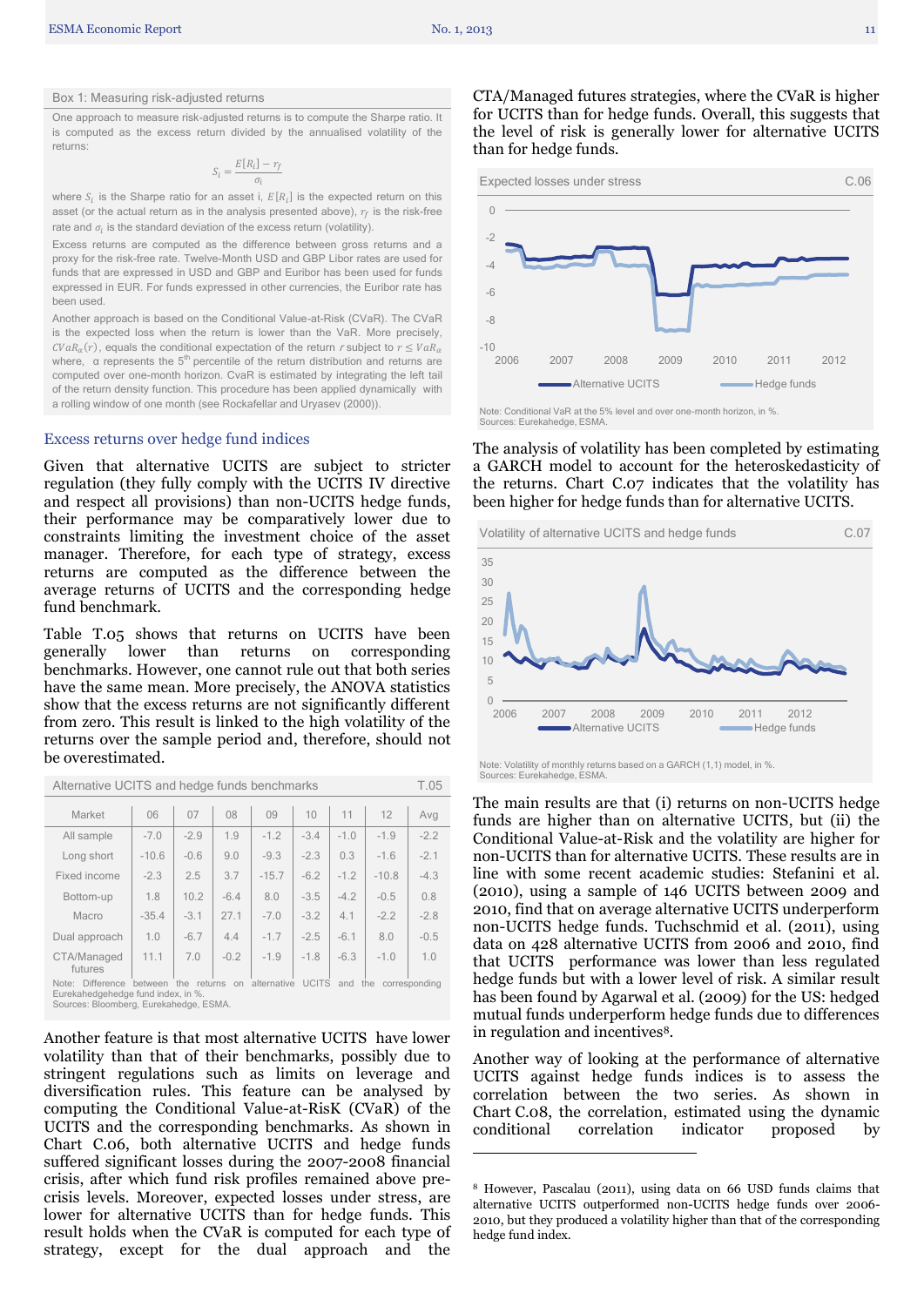Box 1: Measuring risk-adjusted returns

One approach to measure risk-adjusted returns is to compute the Sharpe ratio. It is computed as the excess return divided by the annualised volatility of the returns:

$$S_i = \frac{E[R_i] - r_f}{\sigma_i}$$

where $S_i$ is the Sharpe ratio for an asset i, $E[R_i]$ is the expected return on this asset (or the actual return as in the analysis presented above), $r_f$ is the risk-free rate and $\sigma_i$ is the standard deviation of the excess return (volatility).

Excess returns are computed as the difference between gross returns and a proxy for the risk-free rate. Twelve-Month USD and GBP Libor rates are used for funds that are expressed in USD and GBP and Euribor has been used for funds expressed in EUR. For funds expressed in other currencies, the Euribor rate has been used.

Another approach is based on the Conditional Value-at-Risk (CVaR). The CVaR is the expected loss when the return is lower than the VaR. More precisely, $CVaR_{\alpha}(r)$, equals the conditional expectation of the return $r$ subject to $r \leq VaR_{\alpha}$ where, α represents the 5[th] percentile of the return distribution and returns are computed over one-month horizon. CvaR is estimated by integrating the left tail of the return density function. This procedure has been applied dynamically with a rolling window of one month (see Rockafellar and Uryasev (2000)).

## Excess returns over hedge fund indices

Given that alternative UCITS are subject to stricter regulation (they fully comply with the UCITS IV directive and respect all provisions) than non-UCITS hedge funds, their performance may be comparatively lower due to constraints limiting the investment choice of the asset manager. Therefore, for each type of strategy, excess returns are computed as the difference between the average returns of UCITS and the corresponding hedge fund benchmark.

Table T.05 shows that returns on UCITS have been generally lower than returns on corresponding benchmarks. However, one cannot rule out that both series have the same mean. More precisely, the ANOVA statistics show that the excess returns are not significantly different from zero. This result is linked to the high volatility of the returns over the sample period and, therefore, should not be overestimated.

Alternative UCITS and hedge funds benchmarks — T.05

| Market | 06 | 07 | 08 | 09 | 10 | 11 | 12 | Avg |
|---|---|---|---|---|---|---|---|---|
| All sample | -7.0 | -2.9 | 1.9 | -1.2 | -3.4 | -1.0 | -1.9 | -2.2 |
| Long short | -10.6 | -0.6 | 9.0 | -9.3 | -2.3 | 0.3 | -1.6 | -2.1 |
| Fixed income | -2.3 | 2.5 | 3.7 | -15.7 | -6.2 | -1.2 | -10.8 | -4.3 |
| Bottom-up | 1.8 | 10.2 | -6.4 | 8.0 | -3.5 | -4.2 | -0.5 | 0.8 |
| Macro | -35.4 | -3.1 | 27.1 | -7.0 | -3.2 | 4.1 | -2.2 | -2.8 |
| Dual approach | 1.0 | -6.7 | 4.4 | -1.7 | -2.5 | -6.1 | 8.0 | -0.5 |
| CTA/Managed futures | 11.1 | 7.0 | -0.2 | -1.9 | -1.8 | -6.3 | -1.0 | 1.0 |

Note: Difference between the returns on alternative UCITS and the corresponding Eurekahedgehedge fund index, in %.
Sources: Bloomberg, Eurekahedge, ESMA.

Another feature is that most alternative UCITS have lower volatility than that of their benchmarks, possibly due to stringent regulations such as limits on leverage and diversification rules. This feature can be analysed by computing the Conditional Value-at-RisK (CVaR) of the UCITS and the corresponding benchmarks. As shown in Chart C.06, both alternative UCITS and hedge funds suffered significant losses during the 2007-2008 financial crisis, after which fund risk profiles remained above pre-crisis levels. Moreover, expected losses under stress, are lower for alternative UCITS than for hedge funds. This result holds when the CVaR is computed for each type of strategy, except for the dual approach and the CTA/Managed futures strategies, where the CVaR is higher for UCITS than for hedge funds. Overall, this suggests that the level of risk is generally lower for alternative UCITS than for hedge funds.

Expected losses under stress — C.06

Note: Conditional VaR at the 5% level and over one-month horizon, in %.
Sources: Eurekahedge, ESMA.

The analysis of volatility has been completed by estimating a GARCH model to account for the heteroskedasticity of the returns. Chart C.07 indicates that the volatility has been higher for hedge funds than for alternative UCITS.

Volatility of alternative UCITS and hedge funds — C.07

Note: Volatility of monthly returns based on a GARCH (1,1) model, in %.
Sources: Eurekahedge, ESMA.

The main results are that (i) returns on non-UCITS hedge funds are higher than on alternative UCITS, but (ii) the Conditional Value-at-Risk and the volatility are higher for non-UCITS than for alternative UCITS. These results are in line with some recent academic studies: Stefanini et al. (2010), using a sample of 146 UCITS between 2009 and 2010, find that on average alternative UCITS underperform non-UCITS hedge funds. Tuchschmid et al. (2011), using data on 428 alternative UCITS from 2006 and 2010, find that UCITS performance was lower than less regulated hedge funds but with a lower level of risk. A similar result has been found by Agarwal et al. (2009) for the US: hedged mutual funds underperform hedge funds due to differences in regulation and incentives[8].

Another way of looking at the performance of alternative UCITS against hedge funds indices is to assess the correlation between the two series. As shown in Chart C.08, the correlation, estimated using the dynamic conditional correlation indicator proposed by

---

[8] However, Pascalau (2011), using data on 66 USD funds claims that alternative UCITS outperformed non-UCITS hedge funds over 2006-2010, but they produced a volatility higher than that of the corresponding hedge fund index.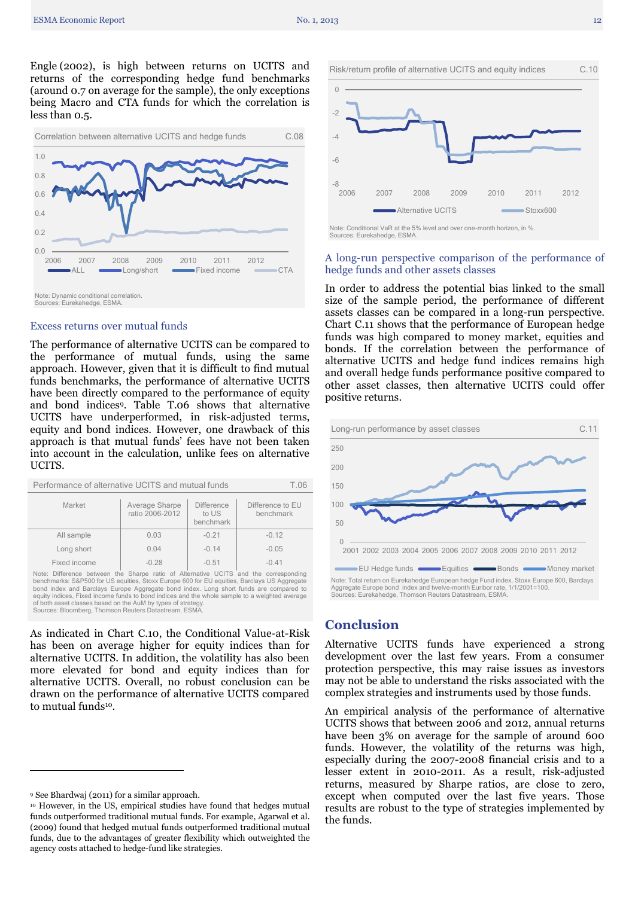Engle (2002), is high between returns on UCITS and returns of the corresponding hedge fund benchmarks (around 0.7 on average for the sample), the only exceptions being Macro and CTA funds for which the correlation is less than 0.5.

Correlation between alternative UCITS and hedge funds C.08

Note: Dynamic conditional correlation.
Sources: Eurekahedge, ESMA.

### Excess returns over mutual funds

The performance of alternative UCITS can be compared to the performance of mutual funds, using the same approach. However, given that it is difficult to find mutual funds benchmarks, the performance of alternative UCITS have been directly compared to the performance of equity and bond indices[9]. Table T.06 shows that alternative UCITS have underperformed, in risk-adjusted terms, equity and bond indices. However, one drawback of this approach is that mutual funds' fees have not been taken into account in the calculation, unlike fees on alternative UCITS.

Performance of alternative UCITS and mutual funds T.06

| Market | Average Sharpe ratio 2006-2012 | Difference to US benchmark | Difference to EU benchmark |
|---|---|---|---|
| All sample | 0.03 | -0.21 | -0.12 |
| Long short | 0.04 | -0.14 | -0.05 |
| Fixed income | -0.28 | -0.51 | -0.41 |

Note: Difference between the Sharpe ratio of Alternative UCITS and the corresponding benchmarks: S&P500 for US equities, Stoxx Europe 600 for EU equities, Barclays US Aggregate bond index and Barclays Europe Aggregate bond index. Long short funds are compared to equity indices, Fixed income funds to bond indices and the whole sample to a weighted average of both asset classes based on the AuM by types of strategy.
Sources: Bloomberg, Thomson Reuters Datastream, ESMA.

As indicated in Chart C.10, the Conditional Value-at-Risk has been on average higher for equity indices than for alternative UCITS. In addition, the volatility has also been more elevated for bond and equity indices than for alternative UCITS. Overall, no robust conclusion can be drawn on the performance of alternative UCITS compared to mutual funds[10].

Risk/return profile of alternative UCITS and equity indices C.10

Note: Conditional VaR at the 5% level and over one-month horizon, in %.
Sources: Eurekahedge, ESMA.

### A long-run perspective comparison of the performance of hedge funds and other assets classes

In order to address the potential bias linked to the small size of the sample period, the performance of different assets classes can be compared in a long-run perspective. Chart C.11 shows that the performance of European hedge funds was high compared to money market, equities and bonds. If the correlation between the performance of alternative UCITS and hedge fund indices remains high and overall hedge funds performance positive compared to other asset classes, then alternative UCITS could offer positive returns.

Long-run performance by asset classes C.11

Note: Total return on Eurekahedge European hedge Fund index, Stoxx Europe 600, Barclays Aggregate Europe bond index and twelve-month Euribor rate, 1/1/2001=100.
Sources: Eurekahedge, Thomson Reuters Datastream, ESMA.

## Conclusion

Alternative UCITS funds have experienced a strong development over the last few years. From a consumer protection perspective, this may raise issues as investors may not be able to understand the risks associated with the complex strategies and instruments used by those funds.

An empirical analysis of the performance of alternative UCITS shows that between 2006 and 2012, annual returns have been 3% on average for the sample of around 600 funds. However, the volatility of the returns was high, especially during the 2007-2008 financial crisis and to a lesser extent in 2010-2011. As a result, risk-adjusted returns, measured by Sharpe ratios, are close to zero, except when computed over the last five years. Those results are robust to the type of strategies implemented by the funds.

---

[9] See Bhardwaj (2011) for a similar approach.

[10] However, in the US, empirical studies have found that hedges mutual funds outperformed traditional mutual funds. For example, Agarwal et al. (2009) found that hedged mutual funds outperformed traditional mutual funds, due to the advantages of greater flexibility which outweighted the agency costs attached to hedge-fund like strategies.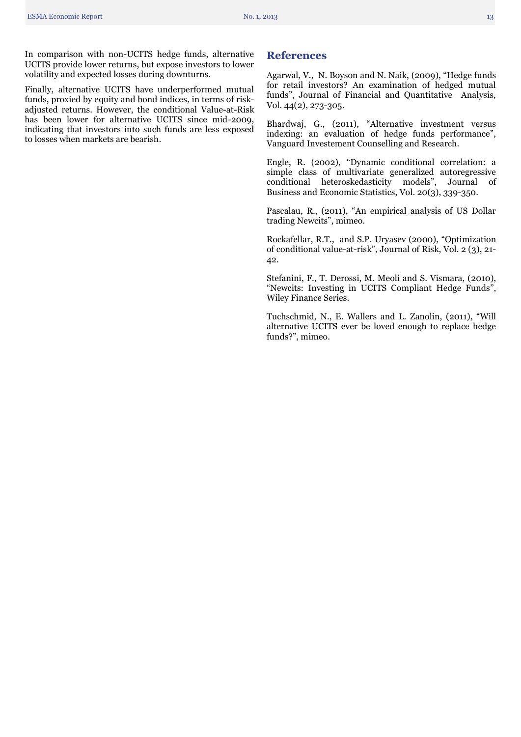In comparison with non-UCITS hedge funds, alternative UCITS provide lower returns, but expose investors to lower volatility and expected losses during downturns.

Finally, alternative UCITS have underperformed mutual funds, proxied by equity and bond indices, in terms of risk-adjusted returns. However, the conditional Value-at-Risk has been lower for alternative UCITS since mid-2009, indicating that investors into such funds are less exposed to losses when markets are bearish.

## References

Agarwal, V., N. Boyson and N. Naik, (2009), "Hedge funds for retail investors? An examination of hedged mutual funds", Journal of Financial and Quantitative Analysis, Vol. 44(2), 273-305.

Bhardwaj, G., (2011), "Alternative investment versus indexing: an evaluation of hedge funds performance", Vanguard Investement Counselling and Research.

Engle, R. (2002), "Dynamic conditional correlation: a simple class of multivariate generalized autoregressive conditional heteroskedasticity models", Journal of Business and Economic Statistics, Vol. 20(3), 339-350.

Pascalau, R., (2011), "An empirical analysis of US Dollar trading Newcits", mimeo.

Rockafellar, R.T., and S.P. Uryasev (2000), "Optimization of conditional value-at-risk", Journal of Risk, Vol. 2 (3), 21-42.

Stefanini, F., T. Derossi, M. Meoli and S. Vismara, (2010), "Newcits: Investing in UCITS Compliant Hedge Funds", Wiley Finance Series.

Tuchschmid, N., E. Wallers and L. Zanolin, (2011), "Will alternative UCITS ever be loved enough to replace hedge funds?", mimeo.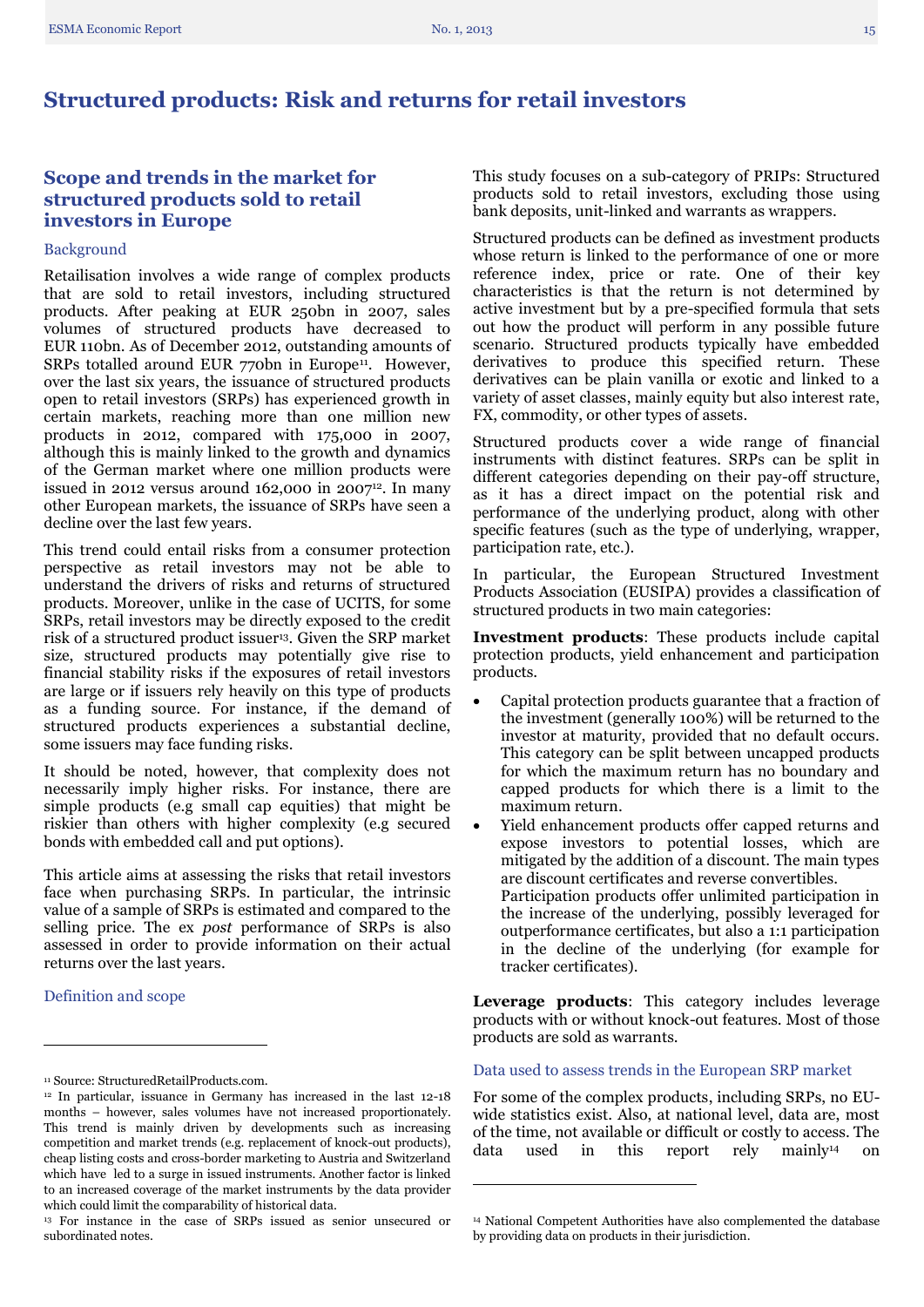# Structured products: Risk and returns for retail investors

## Scope and trends in the market for structured products sold to retail investors in Europe

### Background

Retailisation involves a wide range of complex products that are sold to retail investors, including structured products. After peaking at EUR 250bn in 2007, sales volumes of structured products have decreased to EUR 110bn. As of December 2012, outstanding amounts of SRPs totalled around EUR 770bn in Europe[11]. However, over the last six years, the issuance of structured products open to retail investors (SRPs) has experienced growth in certain markets, reaching more than one million new products in 2012, compared with 175,000 in 2007, although this is mainly linked to the growth and dynamics of the German market where one million products were issued in 2012 versus around 162,000 in 2007[12]. In many other European markets, the issuance of SRPs have seen a decline over the last few years.

This trend could entail risks from a consumer protection perspective as retail investors may not be able to understand the drivers of risks and returns of structured products. Moreover, unlike in the case of UCITS, for some SRPs, retail investors may be directly exposed to the credit risk of a structured product issuer[13]. Given the SRP market size, structured products may potentially give rise to financial stability risks if the exposures of retail investors are large or if issuers rely heavily on this type of products as a funding source. For instance, if the demand of structured products experiences a substantial decline, some issuers may face funding risks.

It should be noted, however, that complexity does not necessarily imply higher risks. For instance, there are simple products (e.g small cap equities) that might be riskier than others with higher complexity (e.g secured bonds with embedded call and put options).

This article aims at assessing the risks that retail investors face when purchasing SRPs. In particular, the intrinsic value of a sample of SRPs is estimated and compared to the selling price. The ex *post* performance of SRPs is also assessed in order to provide information on their actual returns over the last years.

### Definition and scope

This study focuses on a sub-category of PRIPs: Structured products sold to retail investors, excluding those using bank deposits, unit-linked and warrants as wrappers.

Structured products can be defined as investment products whose return is linked to the performance of one or more reference index, price or rate. One of their key characteristics is that the return is not determined by active investment but by a pre-specified formula that sets out how the product will perform in any possible future scenario. Structured products typically have embedded derivatives to produce this specified return. These derivatives can be plain vanilla or exotic and linked to a variety of asset classes, mainly equity but also interest rate, FX, commodity, or other types of assets.

Structured products cover a wide range of financial instruments with distinct features. SRPs can be split in different categories depending on their pay-off structure, as it has a direct impact on the potential risk and performance of the underlying product, along with other specific features (such as the type of underlying, wrapper, participation rate, etc.).

In particular, the European Structured Investment Products Association (EUSIPA) provides a classification of structured products in two main categories:

**Investment products**: These products include capital protection products, yield enhancement and participation products.

- Capital protection products guarantee that a fraction of the investment (generally 100%) will be returned to the investor at maturity, provided that no default occurs. This category can be split between uncapped products for which the maximum return has no boundary and capped products for which there is a limit to the maximum return.
- Yield enhancement products offer capped returns and expose investors to potential losses, which are mitigated by the addition of a discount. The main types are discount certificates and reverse convertibles.
  Participation products offer unlimited participation in the increase of the underlying, possibly leveraged for outperformance certificates, but also a 1:1 participation in the decline of the underlying (for example for tracker certificates).

**Leverage products**: This category includes leverage products with or without knock-out features. Most of those products are sold as warrants.

### Data used to assess trends in the European SRP market

For some of the complex products, including SRPs, no EU-wide statistics exist. Also, at national level, data are, most of the time, not available or difficult or costly to access. The data used in this report rely mainly[14] on

---

[11] Source: StructuredRetailProducts.com.

[12] In particular, issuance in Germany has increased in the last 12-18 months – however, sales volumes have not increased proportionately. This trend is mainly driven by developments such as increasing competition and market trends (e.g. replacement of knock-out products), cheap listing costs and cross-border marketing to Austria and Switzerland which have led to a surge in issued instruments. Another factor is linked to an increased coverage of the market instruments by the data provider which could limit the comparability of historical data.

[13] For instance in the case of SRPs issued as senior unsecured or subordinated notes.

[14] National Competent Authorities have also complemented the database by providing data on products in their jurisdiction.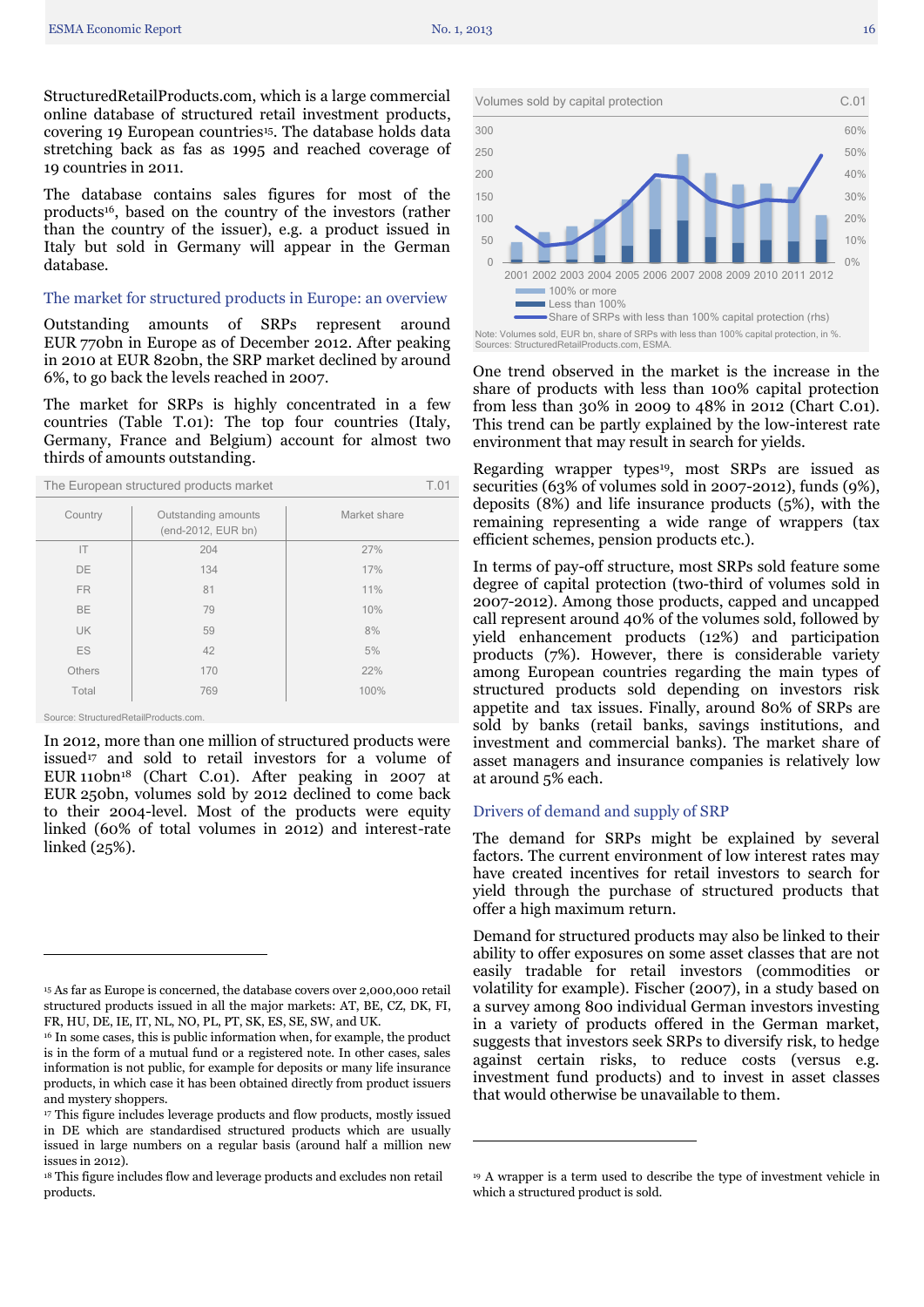StructuredRetailProducts.com, which is a large commercial online database of structured retail investment products, covering 19 European countries[15]. The database holds data stretching back as fas as 1995 and reached coverage of 19 countries in 2011.

The database contains sales figures for most of the products[16], based on the country of the investors (rather than the country of the issuer), e.g. a product issued in Italy but sold in Germany will appear in the German database.

## The market for structured products in Europe: an overview

Outstanding amounts of SRPs represent around EUR 770bn in Europe as of December 2012. After peaking in 2010 at EUR 820bn, the SRP market declined by around 6%, to go back the levels reached in 2007.

The market for SRPs is highly concentrated in a few countries (Table T.01): The top four countries (Italy, Germany, France and Belgium) account for almost two thirds of amounts outstanding.

The European structured products market — T.01

| Country | Outstanding amounts (end-2012, EUR bn) | Market share |
|---|---|---|
| IT | 204 | 27% |
| DE | 134 | 17% |
| FR | 81 | 11% |
| BE | 79 | 10% |
| UK | 59 | 8% |
| ES | 42 | 5% |
| Others | 170 | 22% |
| Total | 769 | 100% |

Source: StructuredRetailProducts.com.

In 2012, more than one million of structured products were issued[17] and sold to retail investors for a volume of EUR 110bn[18] (Chart C.01). After peaking in 2007 at EUR 250bn, volumes sold by 2012 declined to come back to their 2004-level. Most of the products were equity linked (60% of total volumes in 2012) and interest-rate linked (25%).

Volumes sold by capital protection — C.01

Legend: 100% or more; Less than 100%; Share of SRPs with less than 100% capital protection (rhs)

Note: Volumes sold, EUR bn, share of SRPs with less than 100% capital protection, in %.
Sources: StructuredRetailProducts.com, ESMA.

One trend observed in the market is the increase in the share of products with less than 100% capital protection from less than 30% in 2009 to 48% in 2012 (Chart C.01). This trend can be partly explained by the low-interest rate environment that may result in search for yields.

Regarding wrapper types[19], most SRPs are issued as securities (63% of volumes sold in 2007-2012), funds (9%), deposits (8%) and life insurance products (5%), with the remaining representing a wide range of wrappers (tax efficient schemes, pension products etc.).

In terms of pay-off structure, most SRPs sold feature some degree of capital protection (two-third of volumes sold in 2007-2012). Among those products, capped and uncapped call represent around 40% of the volumes sold, followed by yield enhancement products (12%) and participation products (7%). However, there is considerable variety among European countries regarding the main types of structured products sold depending on investors risk appetite and tax issues. Finally, around 80% of SRPs are sold by banks (retail banks, savings institutions, and investment and commercial banks). The market share of asset managers and insurance companies is relatively low at around 5% each.

## Drivers of demand and supply of SRP

The demand for SRPs might be explained by several factors. The current environment of low interest rates may have created incentives for retail investors to search for yield through the purchase of structured products that offer a high maximum return.

Demand for structured products may also be linked to their ability to offer exposures on some asset classes that are not easily tradable for retail investors (commodities or volatility for example). Fischer (2007), in a study based on a survey among 800 individual German investors investing in a variety of products offered in the German market, suggests that investors seek SRPs to diversify risk, to hedge against certain risks, to reduce costs (versus e.g. investment fund products) and to invest in asset classes that would otherwise be unavailable to them.

---

[15] As far as Europe is concerned, the database covers over 2,000,000 retail structured products issued in all the major markets: AT, BE, CZ, DK, FI, FR, HU, DE, IE, IT, NL, NO, PL, PT, SK, ES, SE, SW, and UK.

[16] In some cases, this is public information when, for example, the product is in the form of a mutual fund or a registered note. In other cases, sales information is not public, for example for deposits or many life insurance products, in which case it has been obtained directly from product issuers and mystery shoppers.

[17] This figure includes leverage products and flow products, mostly issued in DE which are standardised structured products which are usually issued in large numbers on a regular basis (around half a million new issues in 2012).

[18] This figure includes flow and leverage products and excludes non retail products.

[19] A wrapper is a term used to describe the type of investment vehicle in which a structured product is sold.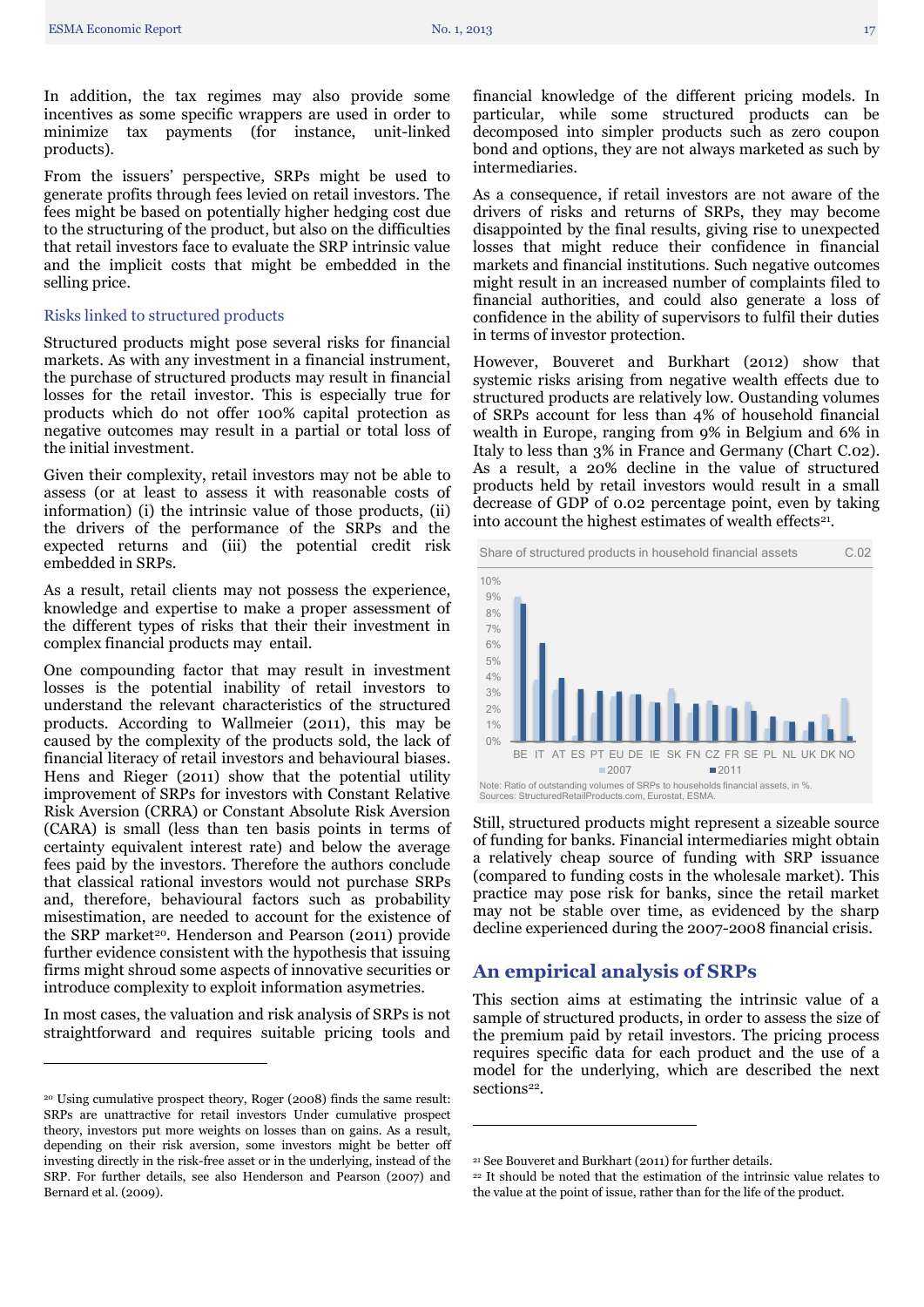In addition, the tax regimes may also provide some incentives as some specific wrappers are used in order to minimize tax payments (for instance, unit-linked products).

From the issuers' perspective, SRPs might be used to generate profits through fees levied on retail investors. The fees might be based on potentially higher hedging cost due to the structuring of the product, but also on the difficulties that retail investors face to evaluate the SRP intrinsic value and the implicit costs that might be embedded in the selling price.

### Risks linked to structured products

Structured products might pose several risks for financial markets. As with any investment in a financial instrument, the purchase of structured products may result in financial losses for the retail investor. This is especially true for products which do not offer 100% capital protection as negative outcomes may result in a partial or total loss of the initial investment.

Given their complexity, retail investors may not be able to assess (or at least to assess it with reasonable costs of information) (i) the intrinsic value of those products, (ii) the drivers of the performance of the SRPs and the expected returns and (iii) the potential credit risk embedded in SRPs.

As a result, retail clients may not possess the experience, knowledge and expertise to make a proper assessment of the different types of risks that their their investment in complex financial products may entail.

One compounding factor that may result in investment losses is the potential inability of retail investors to understand the relevant characteristics of the structured products. According to Wallmeier (2011), this may be caused by the complexity of the products sold, the lack of financial literacy of retail investors and behavioural biases. Hens and Rieger (2011) show that the potential utility improvement of SRPs for investors with Constant Relative Risk Aversion (CRRA) or Constant Absolute Risk Aversion (CARA) is small (less than ten basis points in terms of certainty equivalent interest rate) and below the average fees paid by the investors. Therefore the authors conclude that classical rational investors would not purchase SRPs and, therefore, behavioural factors such as probability misestimation, are needed to account for the existence of the SRP market[20]. Henderson and Pearson (2011) provide further evidence consistent with the hypothesis that issuing firms might shroud some aspects of innovative securities or introduce complexity to exploit information asymetries.

In most cases, the valuation and risk analysis of SRPs is not straightforward and requires suitable pricing tools and financial knowledge of the different pricing models. In particular, while some structured products can be decomposed into simpler products such as zero coupon bond and options, they are not always marketed as such by intermediaries.

As a consequence, if retail investors are not aware of the drivers of risks and returns of SRPs, they may become disappointed by the final results, giving rise to unexpected losses that might reduce their confidence in financial markets and financial institutions. Such negative outcomes might result in an increased number of complaints filed to financial authorities, and could also generate a loss of confidence in the ability of supervisors to fulfil their duties in terms of investor protection.

However, Bouveret and Burkhart (2012) show that systemic risks arising from negative wealth effects due to structured products are relatively low. Oustanding volumes of SRPs account for less than 4% of household financial wealth in Europe, ranging from 9% in Belgium and 6% in Italy to less than 3% in France and Germany (Chart C.02). As a result, a 20% decline in the value of structured products held by retail investors would result in a small decrease of GDP of 0.02 percentage point, even by taking into account the highest estimates of wealth effects[21].

**Share of structured products in household financial assets** — C.02

Note: Ratio of outstanding volumes of SRPs to households financial assets, in %.
Sources: StructuredRetailProducts.com, Eurostat, ESMA.

Still, structured products might represent a sizeable source of funding for banks. Financial intermediaries might obtain a relatively cheap source of funding with SRP issuance (compared to funding costs in the wholesale market). This practice may pose risk for banks, since the retail market may not be stable over time, as evidenced by the sharp decline experienced during the 2007-2008 financial crisis.

## An empirical analysis of SRPs

This section aims at estimating the intrinsic value of a sample of structured products, in order to assess the size of the premium paid by retail investors. The pricing process requires specific data for each product and the use of a model for the underlying, which are described the next sections[22].

---

[20] Using cumulative prospect theory, Roger (2008) finds the same result: SRPs are unattractive for retail investors Under cumulative prospect theory, investors put more weights on losses than on gains. As a result, depending on their risk aversion, some investors might be better off investing directly in the risk-free asset or in the underlying, instead of the SRP. For further details, see also Henderson and Pearson (2007) and Bernard et al. (2009).

[21] See Bouveret and Burkhart (2011) for further details.

[22] It should be noted that the estimation of the intrinsic value relates to the value at the point of issue, rather than for the life of the product.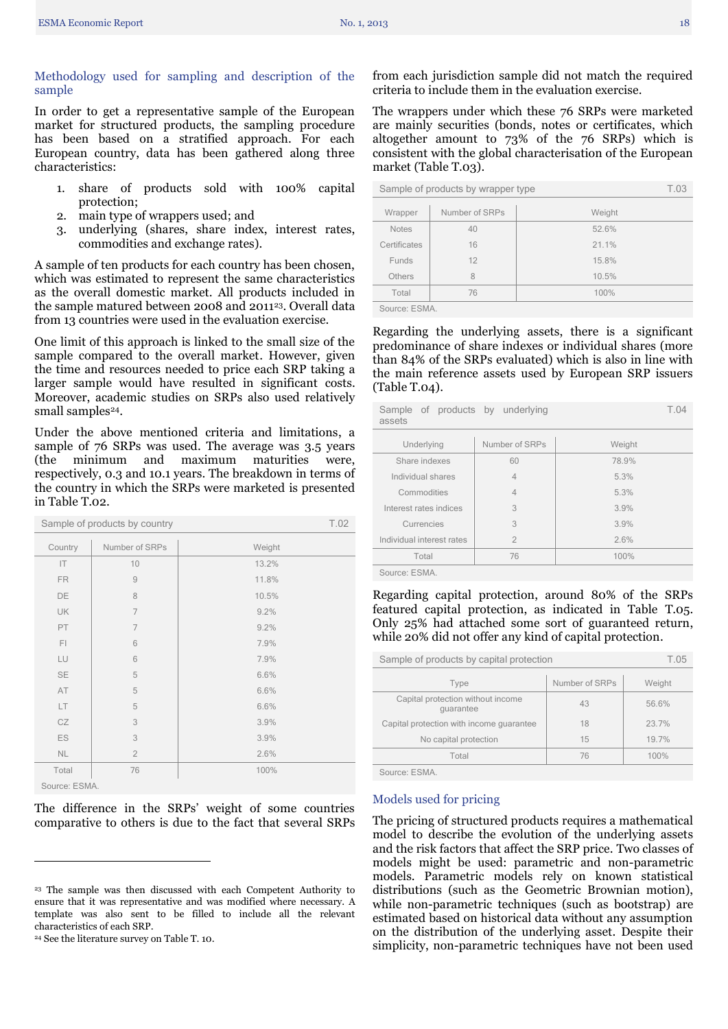## Methodology used for sampling and description of the sample

In order to get a representative sample of the European market for structured products, the sampling procedure has been based on a stratified approach. For each European country, data has been gathered along three characteristics:

1. share of products sold with 100% capital protection;
2. main type of wrappers used; and
3. underlying (shares, share index, interest rates, commodities and exchange rates).

A sample of ten products for each country has been chosen, which was estimated to represent the same characteristics as the overall domestic market. All products included in the sample matured between 2008 and 2011[23]. Overall data from 13 countries were used in the evaluation exercise.

One limit of this approach is linked to the small size of the sample compared to the overall market. However, given the time and resources needed to price each SRP taking a larger sample would have resulted in significant costs. Moreover, academic studies on SRPs also used relatively small samples[24].

Under the above mentioned criteria and limitations, a sample of 76 SRPs was used. The average was 3.5 years (the minimum and maximum maturities were, respectively, 0.3 and 10.1 years. The breakdown in terms of the country in which the SRPs were marketed is presented in Table T.02.

**Sample of products by country** — T.02

| Country | Number of SRPs | Weight |
|---|---|---|
| IT | 10 | 13.2% |
| FR | 9 | 11.8% |
| DE | 8 | 10.5% |
| UK | 7 | 9.2% |
| PT | 7 | 9.2% |
| FI | 6 | 7.9% |
| LU | 6 | 7.9% |
| SE | 5 | 6.6% |
| AT | 5 | 6.6% |
| LT | 5 | 6.6% |
| CZ | 3 | 3.9% |
| ES | 3 | 3.9% |
| NL | 2 | 2.6% |
| Total | 76 | 100% |

Source: ESMA.

The difference in the SRPs' weight of some countries comparative to others is due to the fact that several SRPs from each jurisdiction sample did not match the required criteria to include them in the evaluation exercise.

The wrappers under which these 76 SRPs were marketed are mainly securities (bonds, notes or certificates, which altogether amount to 73% of the 76 SRPs) which is consistent with the global characterisation of the European market (Table T.03).

**Sample of products by wrapper type** — T.03

| Wrapper | Number of SRPs | Weight |
|---|---|---|
| Notes | 40 | 52.6% |
| Certificates | 16 | 21.1% |
| Funds | 12 | 15.8% |
| Others | 8 | 10.5% |
| Total | 76 | 100% |

Source: ESMA.

Regarding the underlying assets, there is a significant predominance of share indexes or individual shares (more than 84% of the SRPs evaluated) which is also in line with the main reference assets used by European SRP issuers (Table T.04).

**Sample of products by underlying assets** — T.04

| Underlying | Number of SRPs | Weight |
|---|---|---|
| Share indexes | 60 | 78.9% |
| Individual shares | 4 | 5.3% |
| Commodities | 4 | 5.3% |
| Interest rates indices | 3 | 3.9% |
| Currencies | 3 | 3.9% |
| Individual interest rates | 2 | 2.6% |
| Total | 76 | 100% |

Source: ESMA.

Regarding capital protection, around 80% of the SRPs featured capital protection, as indicated in Table T.05. Only 25% had attached some sort of guaranteed return, while 20% did not offer any kind of capital protection.

**Sample of products by capital protection** — T.05

| Type | Number of SRPs | Weight |
|---|---|---|
| Capital protection without income guarantee | 43 | 56.6% |
| Capital protection with income guarantee | 18 | 23.7% |
| No capital protection | 15 | 19.7% |
| Total | 76 | 100% |

Source: ESMA.

## Models used for pricing

The pricing of structured products requires a mathematical model to describe the evolution of the underlying assets and the risk factors that affect the SRP price. Two classes of models might be used: parametric and non-parametric models. Parametric models rely on known statistical distributions (such as the Geometric Brownian motion), while non-parametric techniques (such as bootstrap) are estimated based on historical data without any assumption on the distribution of the underlying asset. Despite their simplicity, non-parametric techniques have not been used

[23] The sample was then discussed with each Competent Authority to ensure that it was representative and was modified where necessary. A template was also sent to be filled to include all the relevant characteristics of each SRP.

[24] See the literature survey on Table T. 10.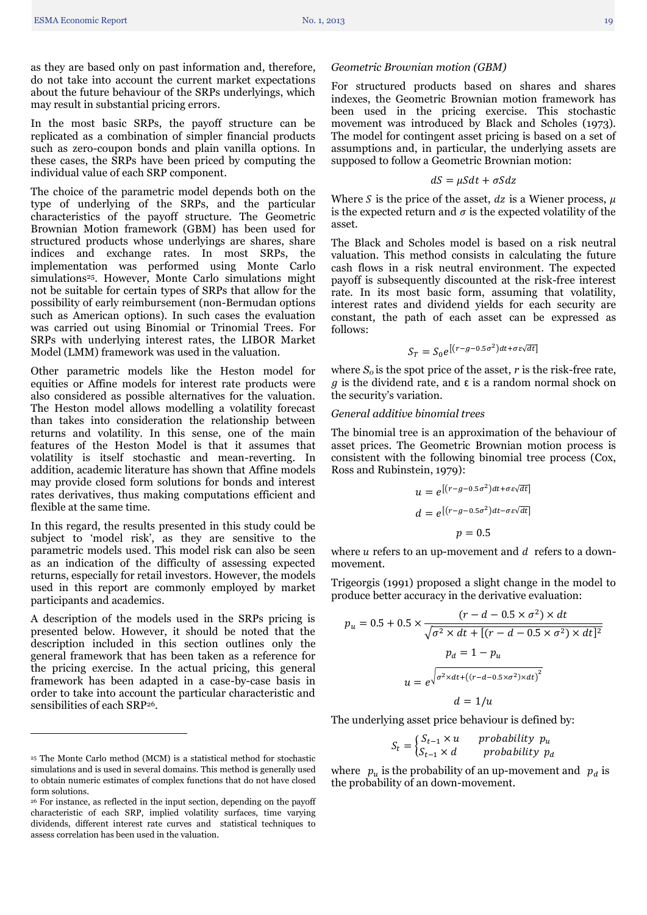as they are based only on past information and, therefore, do not take into account the current market expectations about the future behaviour of the SRPs underlyings, which may result in substantial pricing errors.

In the most basic SRPs, the payoff structure can be replicated as a combination of simpler financial products such as zero-coupon bonds and plain vanilla options. In these cases, the SRPs have been priced by computing the individual value of each SRP component.

The choice of the parametric model depends both on the type of underlying of the SRPs, and the particular characteristics of the payoff structure. The Geometric Brownian Motion framework (GBM) has been used for structured products whose underlyings are shares, share indices and exchange rates. In most SRPs, the implementation was performed using Monte Carlo simulations[25]. However, Monte Carlo simulations might not be suitable for certain types of SRPs that allow for the possibility of early reimbursement (non-Bermudan options such as American options). In such cases the evaluation was carried out using Binomial or Trinomial Trees. For SRPs with underlying interest rates, the LIBOR Market Model (LMM) framework was used in the valuation.

Other parametric models like the Heston model for equities or Affine models for interest rate products were also considered as possible alternatives for the valuation. The Heston model allows modelling a volatility forecast than takes into consideration the relationship between returns and volatility. In this sense, one of the main features of the Heston Model is that it assumes that volatility is itself stochastic and mean-reverting. In addition, academic literature has shown that Affine models may provide closed form solutions for bonds and interest rates derivatives, thus making computations efficient and flexible at the same time.

In this regard, the results presented in this study could be subject to 'model risk', as they are sensitive to the parametric models used. This model risk can also be seen as an indication of the difficulty of assessing expected returns, especially for retail investors. However, the models used in this report are commonly employed by market participants and academics.

A description of the models used in the SRPs pricing is presented below. However, it should be noted that the description included in this section outlines only the general framework that has been taken as a reference for the pricing exercise. In the actual pricing, this general framework has been adapted in a case-by-case basis in order to take into account the particular characteristic and sensibilities of each SRP[26].

*Geometric Brownian motion (GBM)*

For structured products based on shares and shares indexes, the Geometric Brownian motion framework has been used in the pricing exercise. This stochastic movement was introduced by Black and Scholes (1973). The model for contingent asset pricing is based on a set of assumptions and, in particular, the underlying assets are supposed to follow a Geometric Brownian motion:

$$dS = \mu S dt + \sigma S dz$$

Where $S$ is the price of the asset, $dz$ is a Wiener process, $\mu$ is the expected return and $\sigma$ is the expected volatility of the asset.

The Black and Scholes model is based on a risk neutral valuation. This method consists in calculating the future cash flows in a risk neutral environment. The expected payoff is subsequently discounted at the risk-free interest rate. In its most basic form, assuming that volatility, interest rates and dividend yields for each security are constant, the path of each asset can be expressed as follows:

$$S_T = S_0 e^{\left[(r-g-0.5\sigma^2)dt+\sigma\varepsilon\sqrt{dt}\right]}$$

where $S_o$ is the spot price of the asset, $r$ is the risk-free rate, $g$ is the dividend rate, and $\varepsilon$ is a random normal shock on the security's variation.

*General additive binomial trees*

The binomial tree is an approximation of the behaviour of asset prices. The Geometric Brownian motion process is consistent with the following binomial tree process (Cox, Ross and Rubinstein, 1979):

$$u = e^{\left[(r-g-0.5\sigma^2)dt+\sigma\varepsilon\sqrt{dt}\right]}$$

$$d = e^{\left[(r-g-0.5\sigma^2)dt-\sigma\varepsilon\sqrt{dt}\right]}$$

$$p = 0.5$$

where $u$ refers to an up-movement and $d$ refers to a down-movement.

Trigeorgis (1991) proposed a slight change in the model to produce better accuracy in the derivative evaluation:

$$p_u = 0.5 + 0.5 \times \frac{(r - d - 0.5 \times \sigma^2) \times dt}{\sqrt{\sigma^2 \times dt + [(r - d - 0.5 \times \sigma^2) \times dt]^2}}$$

$$p_d = 1 - p_u$$

$$u = e^{\sqrt{\sigma^2 \times dt + \left((r-d-0.5\times\sigma^2)\times dt\right)^2}}$$

$$d = 1/u$$

The underlying asset price behaviour is defined by:

$$S_t = \begin{cases} S_{t-1} \times u & probability\ p_u \\ S_{t-1} \times d & probability\ p_d \end{cases}$$

where $p_u$ is the probability of an up-movement and $p_d$ is the probability of an down-movement.

[25] The Monte Carlo method (MCM) is a statistical method for stochastic simulations and is used in several domains. This method is generally used to obtain numeric estimates of complex functions that do not have closed form solutions.

[26] For instance, as reflected in the input section, depending on the payoff characteristic of each SRP, implied volatility surfaces, time varying dividends, different interest rate curves and statistical techniques to assess correlation has been used in the valuation.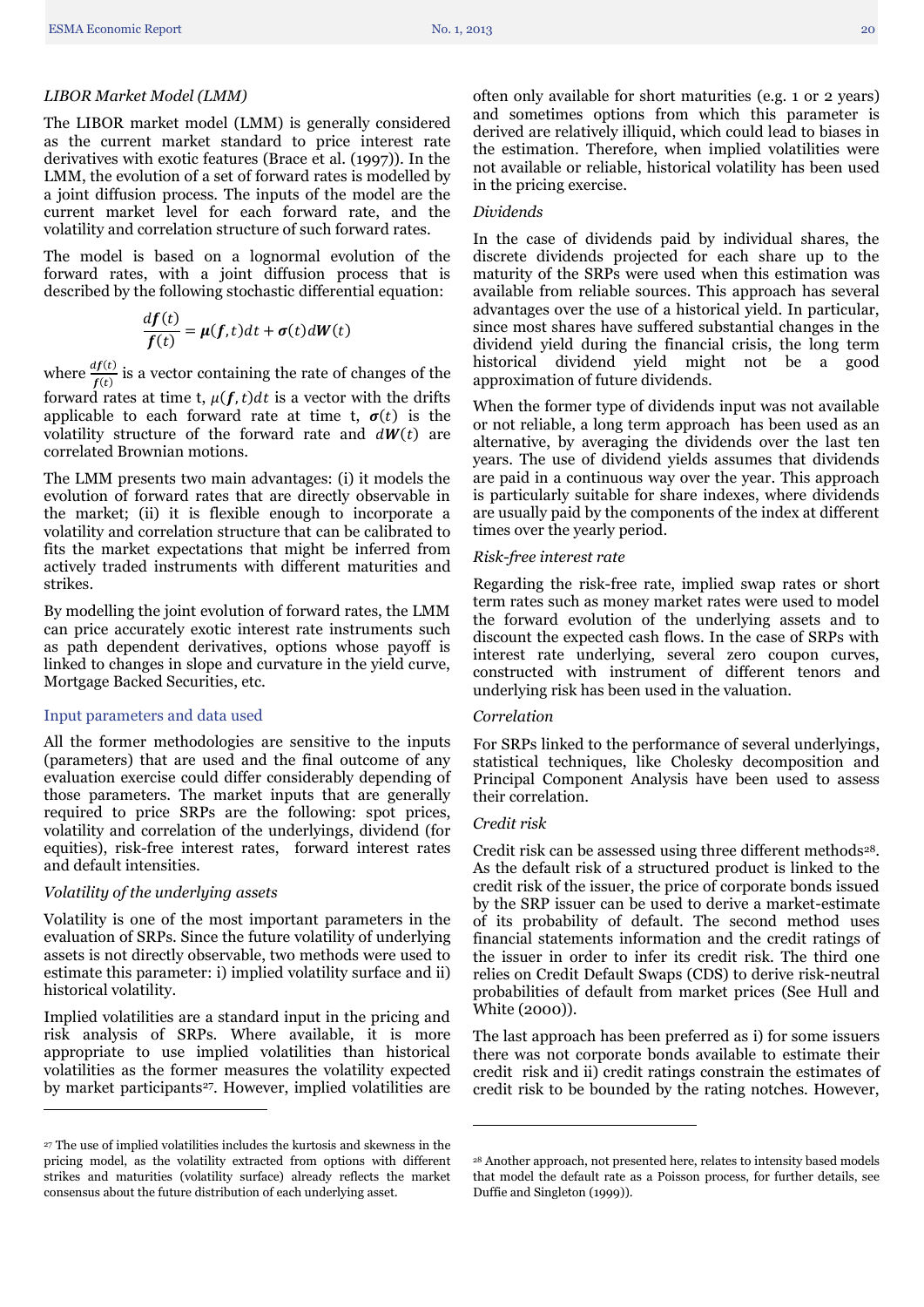*LIBOR Market Model (LMM)*

The LIBOR market model (LMM) is generally considered as the current market standard to price interest rate derivatives with exotic features (Brace et al. (1997)). In the LMM, the evolution of a set of forward rates is modelled by a joint diffusion process. The inputs of the model are the current market level for each forward rate, and the volatility and correlation structure of such forward rates.

The model is based on a lognormal evolution of the forward rates, with a joint diffusion process that is described by the following stochastic differential equation:

$$\frac{d\boldsymbol{f}(t)}{\boldsymbol{f}(t)} = \boldsymbol{\mu}(\boldsymbol{f},t)dt + \boldsymbol{\sigma}(t)d\boldsymbol{W}(t)$$

where $\frac{d\boldsymbol{f}(t)}{\boldsymbol{f}(t)}$ is a vector containing the rate of changes of the forward rates at time t, $\mu(\boldsymbol{f},t)dt$ is a vector with the drifts applicable to each forward rate at time t, $\boldsymbol{\sigma}(t)$ is the volatility structure of the forward rate and $d\boldsymbol{W}(t)$ are correlated Brownian motions.

The LMM presents two main advantages: (i) it models the evolution of forward rates that are directly observable in the market; (ii) it is flexible enough to incorporate a volatility and correlation structure that can be calibrated to fits the market expectations that might be inferred from actively traded instruments with different maturities and strikes.

By modelling the joint evolution of forward rates, the LMM can price accurately exotic interest rate instruments such as path dependent derivatives, options whose payoff is linked to changes in slope and curvature in the yield curve, Mortgage Backed Securities, etc.

## Input parameters and data used

All the former methodologies are sensitive to the inputs (parameters) that are used and the final outcome of any evaluation exercise could differ considerably depending of those parameters. The market inputs that are generally required to price SRPs are the following: spot prices, volatility and correlation of the underlyings, dividend (for equities), risk-free interest rates, forward interest rates and default intensities.

*Volatility of the underlying assets*

Volatility is one of the most important parameters in the evaluation of SRPs. Since the future volatility of underlying assets is not directly observable, two methods were used to estimate this parameter: i) implied volatility surface and ii) historical volatility.

Implied volatilities are a standard input in the pricing and risk analysis of SRPs. Where available, it is more appropriate to use implied volatilities than historical volatilities as the former measures the volatility expected by market participants[27]. However, implied volatilities are often only available for short maturities (e.g. 1 or 2 years) and sometimes options from which this parameter is derived are relatively illiquid, which could lead to biases in the estimation. Therefore, when implied volatilities were not available or reliable, historical volatility has been used in the pricing exercise.

*Dividends*

In the case of dividends paid by individual shares, the discrete dividends projected for each share up to the maturity of the SRPs were used when this estimation was available from reliable sources. This approach has several advantages over the use of a historical yield. In particular, since most shares have suffered substantial changes in the dividend yield during the financial crisis, the long term historical dividend yield might not be a good approximation of future dividends.

When the former type of dividends input was not available or not reliable, a long term approach has been used as an alternative, by averaging the dividends over the last ten years. The use of dividend yields assumes that dividends are paid in a continuous way over the year. This approach is particularly suitable for share indexes, where dividends are usually paid by the components of the index at different times over the yearly period.

*Risk-free interest rate*

Regarding the risk-free rate, implied swap rates or short term rates such as money market rates were used to model the forward evolution of the underlying assets and to discount the expected cash flows. In the case of SRPs with interest rate underlying, several zero coupon curves, constructed with instrument of different tenors and underlying risk has been used in the valuation.

*Correlation*

For SRPs linked to the performance of several underlyings, statistical techniques, like Cholesky decomposition and Principal Component Analysis have been used to assess their correlation.

*Credit risk*

Credit risk can be assessed using three different methods[28]. As the default risk of a structured product is linked to the credit risk of the issuer, the price of corporate bonds issued by the SRP issuer can be used to derive a market-estimate of its probability of default. The second method uses financial statements information and the credit ratings of the issuer in order to infer its credit risk. The third one relies on Credit Default Swaps (CDS) to derive risk-neutral probabilities of default from market prices (See Hull and White (2000)).

The last approach has been preferred as i) for some issuers there was not corporate bonds available to estimate their credit risk and ii) credit ratings constrain the estimates of credit risk to be bounded by the rating notches. However,

---

[27] The use of implied volatilities includes the kurtosis and skewness in the pricing model, as the volatility extracted from options with different strikes and maturities (volatility surface) already reflects the market consensus about the future distribution of each underlying asset.

[28] Another approach, not presented here, relates to intensity based models that model the default rate as a Poisson process, for further details, see Duffie and Singleton (1999)).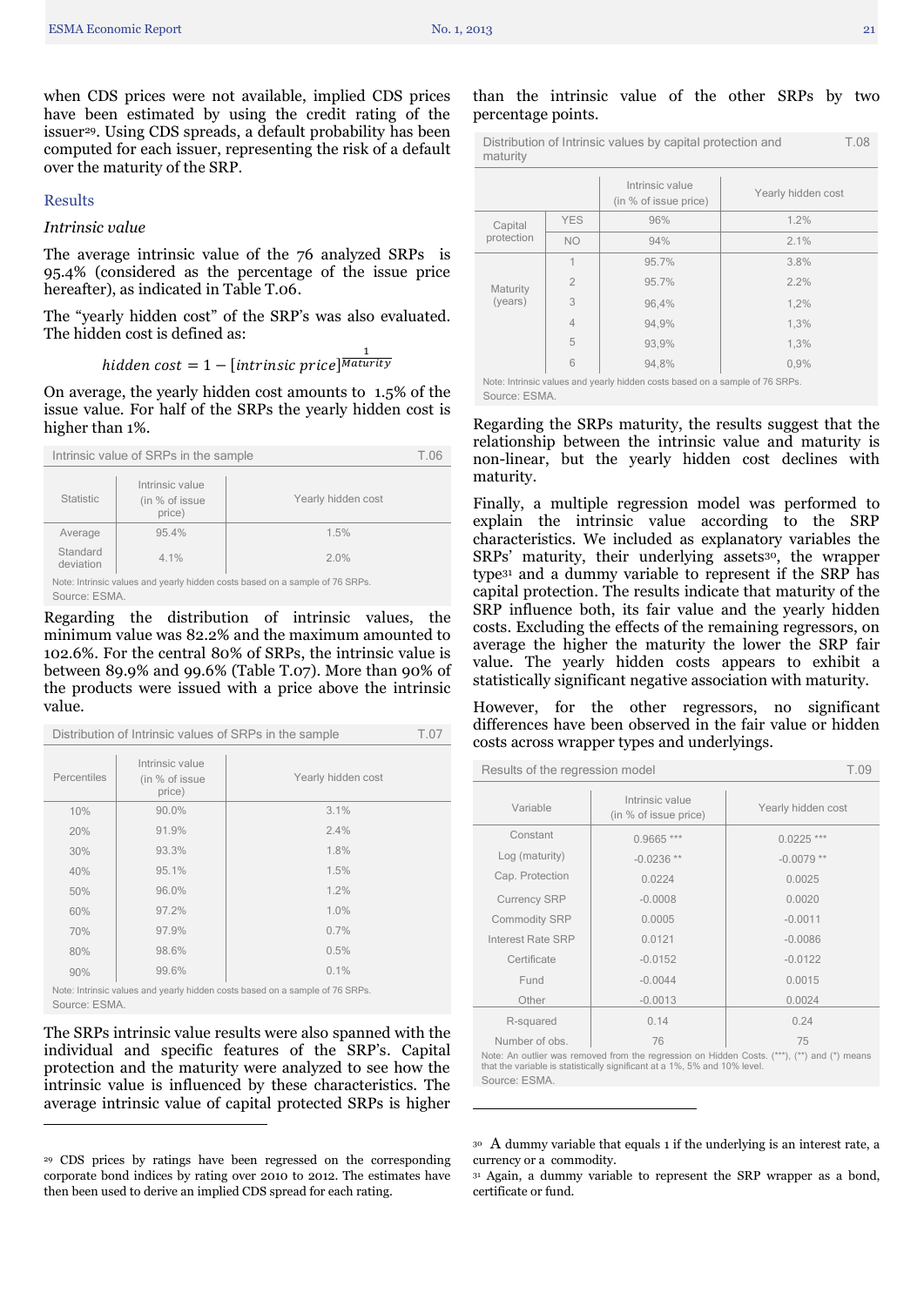when CDS prices were not available, implied CDS prices have been estimated by using the credit rating of the issuer[29]. Using CDS spreads, a default probability has been computed for each issuer, representing the risk of a default over the maturity of the SRP.

## Results

*Intrinsic value*

The average intrinsic value of the 76 analyzed SRPs is 95.4% (considered as the percentage of the issue price hereafter), as indicated in Table T.06.

The "yearly hidden cost" of the SRP's was also evaluated. The hidden cost is defined as:

$$hidden\ cost = 1 - [intrinsic\ price]^{\frac{1}{Maturity}}$$

On average, the yearly hidden cost amounts to 1.5% of the issue value. For half of the SRPs the yearly hidden cost is higher than 1%.

Intrinsic value of SRPs in the sample — T.06

| Statistic | Intrinsic value (in % of issue price) | Yearly hidden cost |
|---|---|---|
| Average | 95.4% | 1.5% |
| Standard deviation | 4.1% | 2.0% |

Note: Intrinsic values and yearly hidden costs based on a sample of 76 SRPs.
Source: ESMA.

Regarding the distribution of intrinsic values, the minimum value was 82.2% and the maximum amounted to 102.6%. For the central 80% of SRPs, the intrinsic value is between 89.9% and 99.6% (Table T.07). More than 90% of the products were issued with a price above the intrinsic value.

Distribution of Intrinsic values of SRPs in the sample — T.07

| Percentiles | Intrinsic value (in % of issue price) | Yearly hidden cost |
|---|---|---|
| 10% | 90.0% | 3.1% |
| 20% | 91.9% | 2.4% |
| 30% | 93.3% | 1.8% |
| 40% | 95.1% | 1.5% |
| 50% | 96.0% | 1.2% |
| 60% | 97.2% | 1.0% |
| 70% | 97.9% | 0.7% |
| 80% | 98.6% | 0.5% |
| 90% | 99.6% | 0.1% |

Note: Intrinsic values and yearly hidden costs based on a sample of 76 SRPs.
Source: ESMA.

The SRPs intrinsic value results were also spanned with the individual and specific features of the SRP's. Capital protection and the maturity were analyzed to see how the intrinsic value is influenced by these characteristics. The average intrinsic value of capital protected SRPs is higher than the intrinsic value of the other SRPs by two percentage points.

Distribution of Intrinsic values by capital protection and maturity — T.08

| | | Intrinsic value (in % of issue price) | Yearly hidden cost |
|---|---|---|---|
| Capital protection | YES | 96% | 1.2% |
| | NO | 94% | 2.1% |
| Maturity (years) | 1 | 95.7% | 3.8% |
| | 2 | 95.7% | 2.2% |
| | 3 | 96,4% | 1,2% |
| | 4 | 94,9% | 1,3% |
| | 5 | 93,9% | 1,3% |
| | 6 | 94,8% | 0,9% |

Note: Intrinsic values and yearly hidden costs based on a sample of 76 SRPs.
Source: ESMA.

Regarding the SRPs maturity, the results suggest that the relationship between the intrinsic value and maturity is non-linear, but the yearly hidden cost declines with maturity.

Finally, a multiple regression model was performed to explain the intrinsic value according to the SRP characteristics. We included as explanatory variables the SRPs' maturity, their underlying assets[30], the wrapper type[31] and a dummy variable to represent if the SRP has capital protection. The results indicate that maturity of the SRP influence both, its fair value and the yearly hidden costs. Excluding the effects of the remaining regressors, on average the higher the maturity the lower the SRP fair value. The yearly hidden costs appears to exhibit a statistically significant negative association with maturity.

However, for the other regressors, no significant differences have been observed in the fair value or hidden costs across wrapper types and underlyings.

Results of the regression model — T.09

| Variable | Intrinsic value (in % of issue price) | Yearly hidden cost |
|---|---|---|
| Constant | 0.9665 *** | 0.0225 *** |
| Log (maturity) | -0.0236 ** | -0.0079 ** |
| Cap. Protection | 0.0224 | 0.0025 |
| Currency SRP | -0.0008 | 0.0020 |
| Commodity SRP | 0.0005 | -0.0011 |
| Interest Rate SRP | 0.0121 | -0.0086 |
| Certificate | -0.0152 | -0.0122 |
| Fund | -0.0044 | 0.0015 |
| Other | -0.0013 | 0.0024 |
| R-squared | 0.14 | 0.24 |
| Number of obs. | 76 | 75 |

Note: An outlier was removed from the regression on Hidden Costs. (***), (**) and (*) means that the variable is statistically significant at a 1%, 5% and 10% level.
Source: ESMA.

---

[29] CDS prices by ratings have been regressed on the corresponding corporate bond indices by rating over 2010 to 2012. The estimates have then been used to derive an implied CDS spread for each rating.

[30] A dummy variable that equals 1 if the underlying is an interest rate, a currency or a commodity.

[31] Again, a dummy variable to represent the SRP wrapper as a bond, certificate or fund.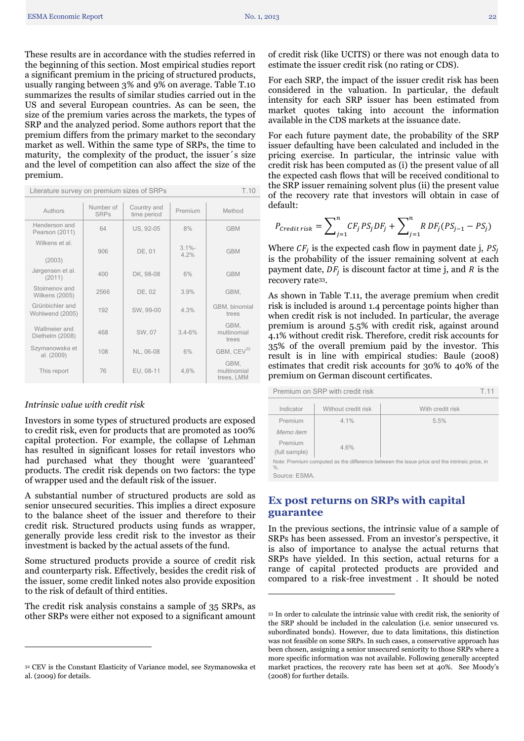These results are in accordance with the studies referred in the beginning of this section. Most empirical studies report a significant premium in the pricing of structured products, usually ranging between 3% and 9% on average. Table T.10 summarizes the results of similar studies carried out in the US and several European countries. As can be seen, the size of the premium varies across the markets, the types of SRP and the analyzed period. Some authors report that the premium differs from the primary market to the secondary market as well. Within the same type of SRPs, the time to maturity, the complexity of the product, the issuer´s size and the level of competition can also affect the size of the premium.

Literature survey on premium sizes of SRPs — T.10

| Authors | Number of SRPs | Country and time period | Premium | Method |
|---|---|---|---|---|
| Henderson and Pearson (2011) | 64 | US, 92-05 | 8% | GBM |
| Wilkens et al. (2003) | 906 | DE, 01 | 3.1%-4.2% | GBM |
| Jørgensen et al. (2011) | 400 | DK, 98-08 | 6% | GBM |
| Stoimenov and Wilkens (2005) | 2566 | DE, 02 | 3.9% | GBM, |
| Grünbichler and Wohlwend (2005) | 192 | SW, 99-00 | 4.3% | GBM, binomial trees |
| Wallmeier and Diethelm (2008) | 468 | SW, 07 | 3.4-6% | GBM, multinomial trees |
| Szymanowska et al. (2009) | 108 | NL, 06-08 | 6% | GBM, CEV[32] |
| This report | 76 | EU, 08-11 | 4,6% | GBM, multinomial trees, LMM |

*Intrinsic value with credit risk*

Investors in some types of structured products are exposed to credit risk, even for products that are promoted as 100% capital protection. For example, the collapse of Lehman has resulted in significant losses for retail investors who had purchased what they thought were 'guaranteed' products. The credit risk depends on two factors: the type of wrapper used and the default risk of the issuer.

A substantial number of structured products are sold as senior unsecured securities. This implies a direct exposure to the balance sheet of the issuer and therefore to their credit risk. Structured products using funds as wrapper, generally provide less credit risk to the investor as their investment is backed by the actual assets of the fund.

Some structured products provide a source of credit risk and counterparty risk. Effectively, besides the credit risk of the issuer, some credit linked notes also provide exposition to the risk of default of third entities.

The credit risk analysis constains a sample of 35 SRPs, as other SRPs were either not exposed to a significant amount of credit risk (like UCITS) or there was not enough data to estimate the issuer credit risk (no rating or CDS).

For each SRP, the impact of the issuer credit risk has been considered in the valuation. In particular, the default intensity for each SRP issuer has been estimated from market quotes taking into account the information available in the CDS markets at the issuance date.

For each future payment date, the probability of the SRP issuer defaulting have been calculated and included in the pricing exercise. In particular, the intrinsic value with credit risk has been computed as (i) the present value of all the expected cash flows that will be received conditional to the SRP issuer remaining solvent plus (ii) the present value of the recovery rate that investors will obtain in case of default:

$$P_{Credit\ risk} = \sum_{j=1}^{n} CF_j\, PS_j\, DF_j + \sum_{j=1}^{n} R\, DF_j (PS_{j-1} - PS_j)$$

Where $CF_j$ is the expected cash flow in payment date j, $PS_j$ is the probability of the issuer remaining solvent at each payment date, $DF_j$ is discount factor at time j, and $R$ is the recovery rate[33].

As shown in Table T.11, the average premium when credit risk is included is around 1.4 percentage points higher than when credit risk is not included. In particular, the average premium is around 5.5% with credit risk, against around 4.1% without credit risk. Therefore, credit risk accounts for 35% of the overall premium paid by the investor. This result is in line with empirical studies: Baule (2008) estimates that credit risk accounts for 30% to 40% of the premium on German discount certificates.

Premium on SRP with credit risk — T.11

| Indicator | Without credit risk | With credit risk |
|---|---|---|
| Premium | 4.1% | 5.5% |
| *Memo item* | | |
| Premium (full sample) | 4.6% | |

Note: Premium computed as the difference between the issue price and the intrinsic price, in %.
Source: ESMA.

## Ex post returns on SRPs with capital guarantee

In the previous sections, the intrinsic value of a sample of SRPs has been assessed. From an investor's perspective, it is also of importance to analyse the actual returns that SRPs have yielded. In this section, actual returns for a range of capital protected products are provided and compared to a risk-free investment . It should be noted

[32] CEV is the Constant Elasticity of Variance model, see Szymanowska et al. (2009) for details.

[33] In order to calculate the intrinsic value with credit risk, the seniority of the SRP should be included in the calculation (i.e. senior unsecured vs. subordinated bonds). However, due to data limitations, this distinction was not feasible on some SRPs. In such cases, a conservative approach has been chosen, assigning a senior unsecured seniority to those SRPs where a more specific information was not available. Following generally accepted market practices, the recovery rate has been set at 40%. See Moody's (2008) for further details.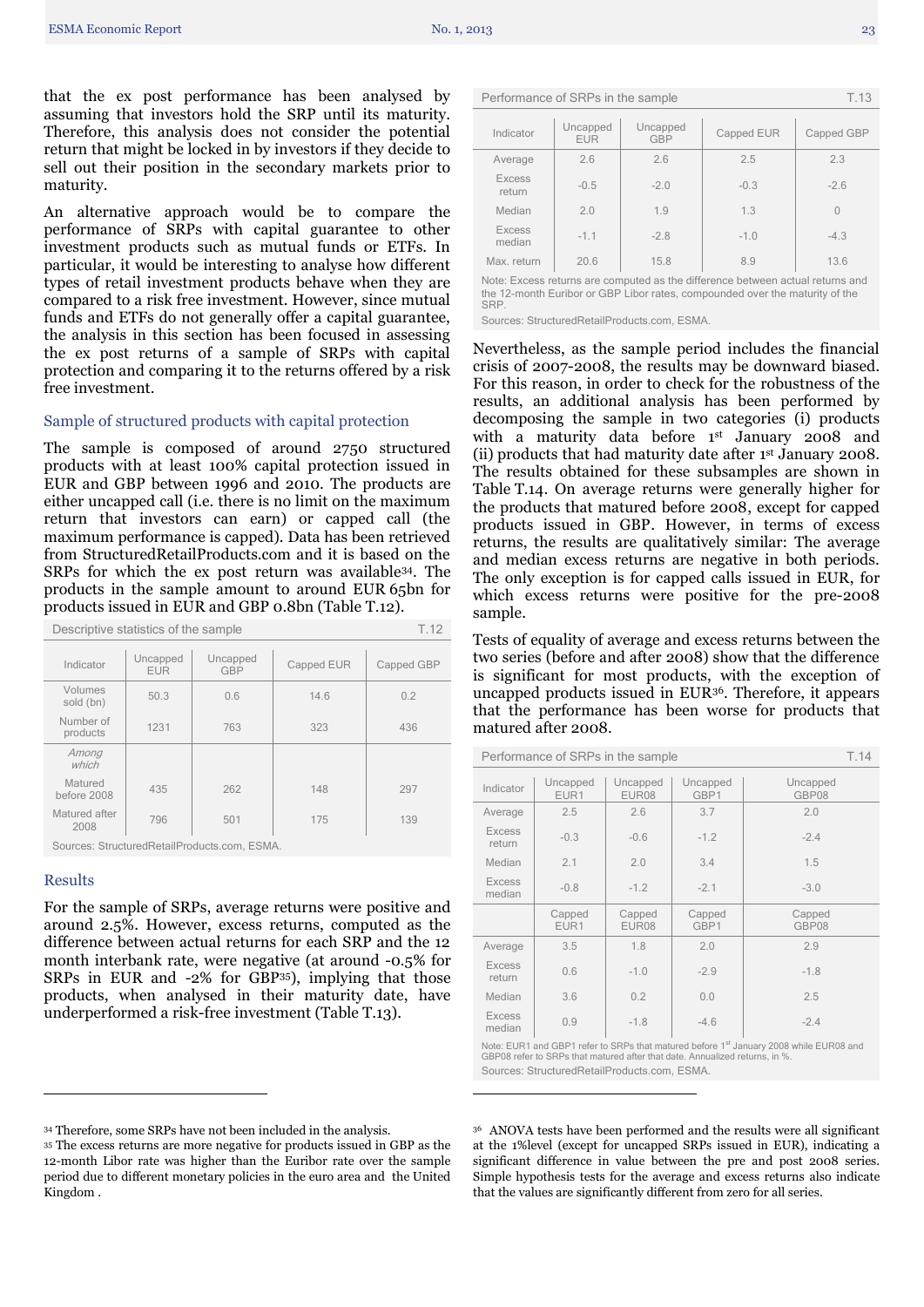that the ex post performance has been analysed by assuming that investors hold the SRP until its maturity. Therefore, this analysis does not consider the potential return that might be locked in by investors if they decide to sell out their position in the secondary markets prior to maturity.

An alternative approach would be to compare the performance of SRPs with capital guarantee to other investment products such as mutual funds or ETFs. In particular, it would be interesting to analyse how different types of retail investment products behave when they are compared to a risk free investment. However, since mutual funds and ETFs do not generally offer a capital guarantee, the analysis in this section has been focused in assessing the ex post returns of a sample of SRPs with capital protection and comparing it to the returns offered by a risk free investment.

### Sample of structured products with capital protection

The sample is composed of around 2750 structured products with at least 100% capital protection issued in EUR and GBP between 1996 and 2010. The products are either uncapped call (i.e. there is no limit on the maximum return that investors can earn) or capped call (the maximum performance is capped). Data has been retrieved from StructuredRetailProducts.com and it is based on the SRPs for which the ex post return was available[34]. The products in the sample amount to around EUR 65bn for products issued in EUR and GBP 0.8bn (Table T.12).

Descriptive statistics of the sample — T.12

| Indicator | Uncapped EUR | Uncapped GBP | Capped EUR | Capped GBP |
|---|---|---|---|---|
| Volumes sold (bn) | 50.3 | 0.6 | 14.6 | 0.2 |
| Number of products | 1231 | 763 | 323 | 436 |
| *Among which* | | | | |
| Matured before 2008 | 435 | 262 | 148 | 297 |
| Matured after 2008 | 796 | 501 | 175 | 139 |

Sources: StructuredRetailProducts.com, ESMA.

### Results

For the sample of SRPs, average returns were positive and around 2.5%. However, excess returns, computed as the difference between actual returns for each SRP and the 12 month interbank rate, were negative (at around -0.5% for SRPs in EUR and -2% for GBP[35]), implying that those products, when analysed in their maturity date, have underperformed a risk-free investment (Table T.13).

Performance of SRPs in the sample — T.13

| Indicator | Uncapped EUR | Uncapped GBP | Capped EUR | Capped GBP |
|---|---|---|---|---|
| Average | 2.6 | 2.6 | 2.5 | 2.3 |
| Excess return | -0.5 | -2.0 | -0.3 | -2.6 |
| Median | 2.0 | 1.9 | 1.3 | 0 |
| Excess median | -1.1 | -2.8 | -1.0 | -4.3 |
| Max. return | 20.6 | 15.8 | 8.9 | 13.6 |

Note: Excess returns are computed as the difference between actual returns and the 12-month Euribor or GBP Libor rates, compounded over the maturity of the SRP.
Sources: StructuredRetailProducts.com, ESMA.

Nevertheless, as the sample period includes the financial crisis of 2007-2008, the results may be downward biased. For this reason, in order to check for the robustness of the results, an additional analysis has been performed by decomposing the sample in two categories (i) products with a maturity data before 1st January 2008 and (ii) products that had maturity date after 1st January 2008. The results obtained for these subsamples are shown in Table T.14. On average returns were generally higher for the products that matured before 2008, except for capped products issued in GBP. However, in terms of excess returns, the results are qualitatively similar: The average and median excess returns are negative in both periods. The only exception is for capped calls issued in EUR, for which excess returns were positive for the pre-2008 sample.

Tests of equality of average and excess returns between the two series (before and after 2008) show that the difference is significant for most products, with the exception of uncapped products issued in EUR[36]. Therefore, it appears that the performance has been worse for products that matured after 2008.

Performance of SRPs in the sample — T.14

| Indicator | Uncapped EUR1 | Uncapped EUR08 | Uncapped GBP1 | Uncapped GBP08 |
|---|---|---|---|---|
| Average | 2.5 | 2.6 | 3.7 | 2.0 |
| Excess return | -0.3 | -0.6 | -1.2 | -2.4 |
| Median | 2.1 | 2.0 | 3.4 | 1.5 |
| Excess median | -0.8 | -1.2 | -2.1 | -3.0 |
| | **Capped EUR1** | **Capped EUR08** | **Capped GBP1** | **Capped GBP08** |
| Average | 3.5 | 1.8 | 2.0 | 2.9 |
| Excess return | 0.6 | -1.0 | -2.9 | -1.8 |
| Median | 3.6 | 0.2 | 0.0 | 2.5 |
| Excess median | 0.9 | -1.8 | -4.6 | -2.4 |

Note: EUR1 and GBP1 refer to SRPs that matured before 1st January 2008 while EUR08 and GBP08 refer to SRPs that matured after that date. Annualized returns, in %.
Sources: StructuredRetailProducts.com, ESMA.

---

[34] Therefore, some SRPs have not been included in the analysis.

[35] The excess returns are more negative for products issued in GBP as the 12-month Libor rate was higher than the Euribor rate over the sample period due to different monetary policies in the euro area and the United Kingdom .

[36] ANOVA tests have been performed and the results were all significant at the 1%level (except for uncapped SRPs issued in EUR), indicating a significant difference in value between the pre and post 2008 series. Simple hypothesis tests for the average and excess returns also indicate that the values are significantly different from zero for all series.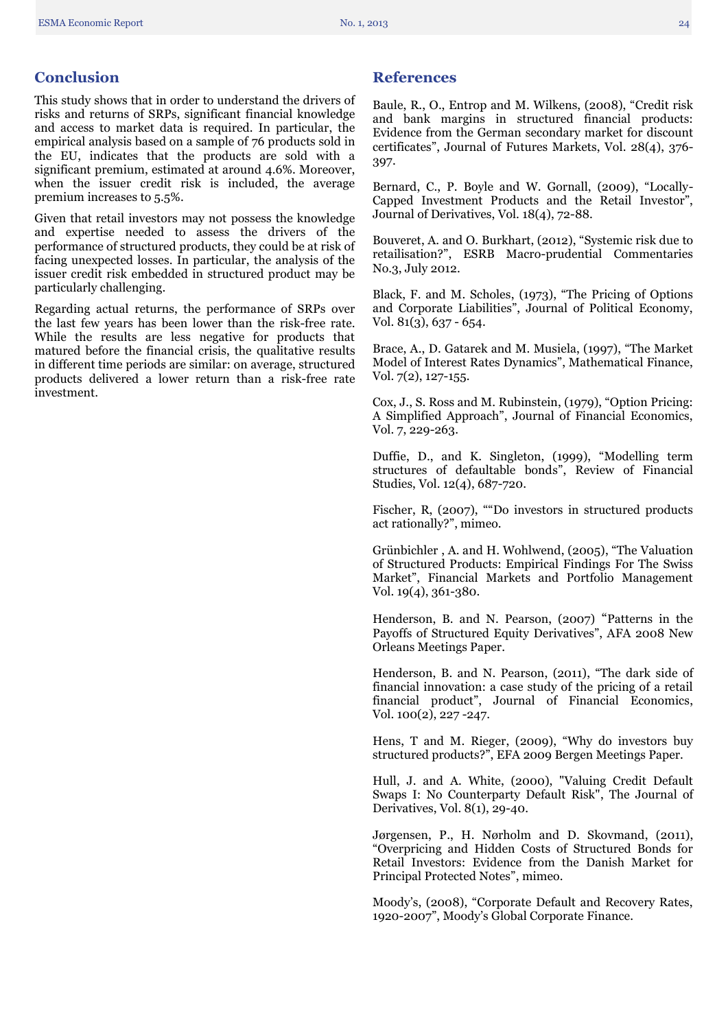## Conclusion

This study shows that in order to understand the drivers of risks and returns of SRPs, significant financial knowledge and access to market data is required. In particular, the empirical analysis based on a sample of 76 products sold in the EU, indicates that the products are sold with a significant premium, estimated at around 4.6%. Moreover, when the issuer credit risk is included, the average premium increases to 5.5%.

Given that retail investors may not possess the knowledge and expertise needed to assess the drivers of the performance of structured products, they could be at risk of facing unexpected losses. In particular, the analysis of the issuer credit risk embedded in structured product may be particularly challenging.

Regarding actual returns, the performance of SRPs over the last few years has been lower than the risk-free rate. While the results are less negative for products that matured before the financial crisis, the qualitative results in different time periods are similar: on average, structured products delivered a lower return than a risk-free rate investment.

## References

Baule, R., O., Entrop and M. Wilkens, (2008), "Credit risk and bank margins in structured financial products: Evidence from the German secondary market for discount certificates", Journal of Futures Markets, Vol. 28(4), 376-397.

Bernard, C., P. Boyle and W. Gornall, (2009), "Locally-Capped Investment Products and the Retail Investor", Journal of Derivatives, Vol. 18(4), 72-88.

Bouveret, A. and O. Burkhart, (2012), "Systemic risk due to retailisation?", ESRB Macro-prudential Commentaries No.3, July 2012.

Black, F. and M. Scholes, (1973), "The Pricing of Options and Corporate Liabilities", Journal of Political Economy, Vol. 81(3), 637 - 654.

Brace, A., D. Gatarek and M. Musiela, (1997), "The Market Model of Interest Rates Dynamics", Mathematical Finance, Vol. 7(2), 127-155.

Cox, J., S. Ross and M. Rubinstein, (1979), "Option Pricing: A Simplified Approach", Journal of Financial Economics, Vol. 7, 229-263.

Duffie, D., and K. Singleton, (1999), "Modelling term structures of defaultable bonds", Review of Financial Studies, Vol. 12(4), 687-720.

Fischer, R, (2007), ""Do investors in structured products act rationally?", mimeo.

Grünbichler , A. and H. Wohlwend, (2005), "The Valuation of Structured Products: Empirical Findings For The Swiss Market", Financial Markets and Portfolio Management Vol. 19(4), 361-380.

Henderson, B. and N. Pearson, (2007) "Patterns in the Payoffs of Structured Equity Derivatives", AFA 2008 New Orleans Meetings Paper.

Henderson, B. and N. Pearson, (2011), "The dark side of financial innovation: a case study of the pricing of a retail financial product", Journal of Financial Economics, Vol. 100(2), 227 -247.

Hens, T and M. Rieger, (2009), "Why do investors buy structured products?", EFA 2009 Bergen Meetings Paper.

Hull, J. and A. White, (2000), "Valuing Credit Default Swaps I: No Counterparty Default Risk", The Journal of Derivatives, Vol. 8(1), 29-40.

Jørgensen, P., H. Nørholm and D. Skovmand, (2011), "Overpricing and Hidden Costs of Structured Bonds for Retail Investors: Evidence from the Danish Market for Principal Protected Notes", mimeo.

Moody's, (2008), "Corporate Default and Recovery Rates, 1920-2007", Moody's Global Corporate Finance.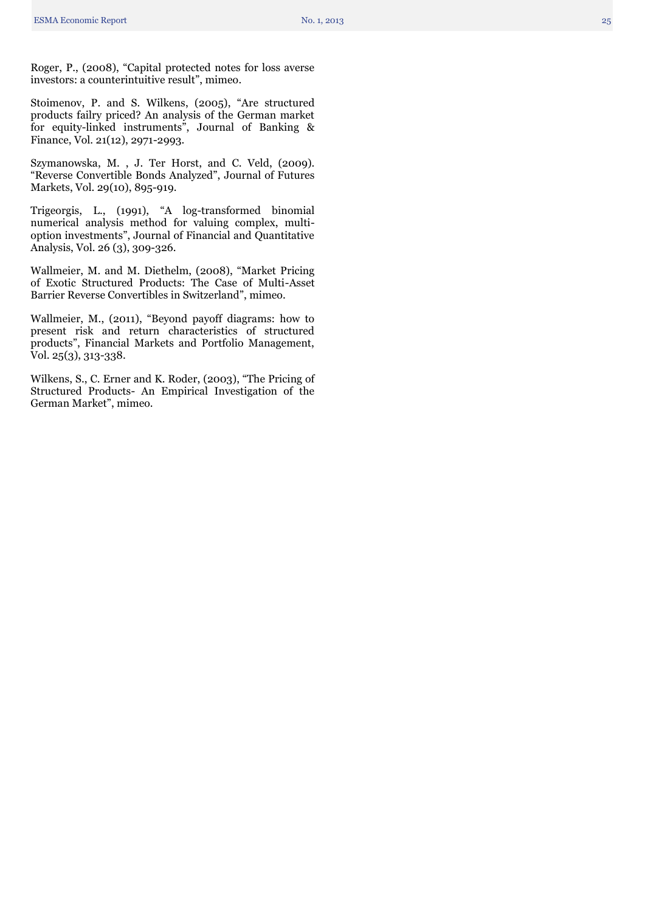Roger, P., (2008), "Capital protected notes for loss averse investors: a counterintuitive result", mimeo.

Stoimenov, P. and S. Wilkens, (2005), "Are structured products failry priced? An analysis of the German market for equity-linked instruments", Journal of Banking & Finance, Vol. 21(12), 2971-2993.

Szymanowska, M. , J. Ter Horst, and C. Veld, (2009). "Reverse Convertible Bonds Analyzed", Journal of Futures Markets, Vol. 29(10), 895-919.

Trigeorgis, L., (1991), "A log-transformed binomial numerical analysis method for valuing complex, multi-option investments", Journal of Financial and Quantitative Analysis, Vol. 26 (3), 309-326.

Wallmeier, M. and M. Diethelm, (2008), "Market Pricing of Exotic Structured Products: The Case of Multi-Asset Barrier Reverse Convertibles in Switzerland", mimeo.

Wallmeier, M., (2011), "Beyond payoff diagrams: how to present risk and return characteristics of structured products", Financial Markets and Portfolio Management, Vol. 25(3), 313-338.

Wilkens, S., C. Erner and K. Roder, (2003), "The Pricing of Structured Products- An Empirical Investigation of the German Market", mimeo.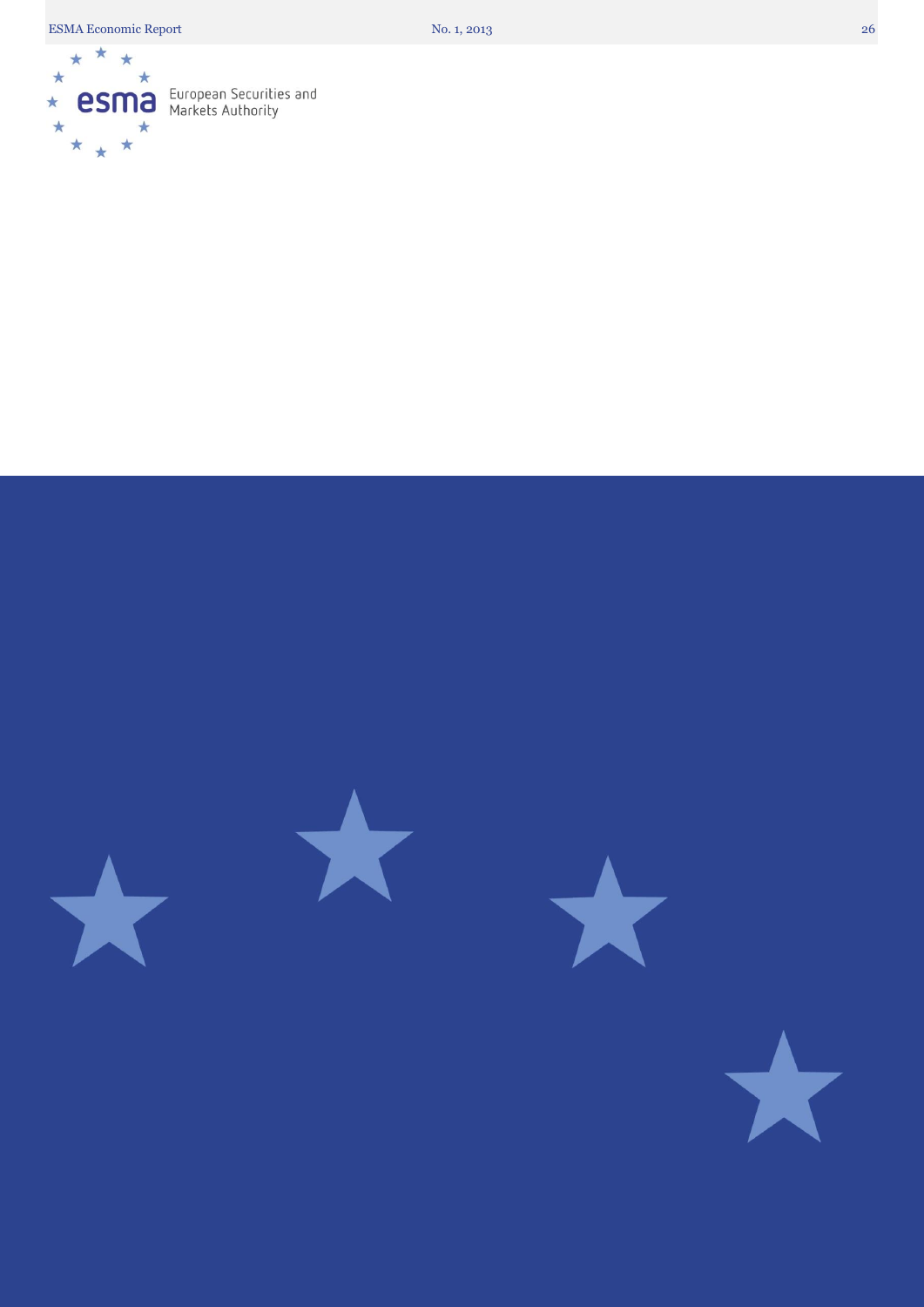European Securities and Markets Authority